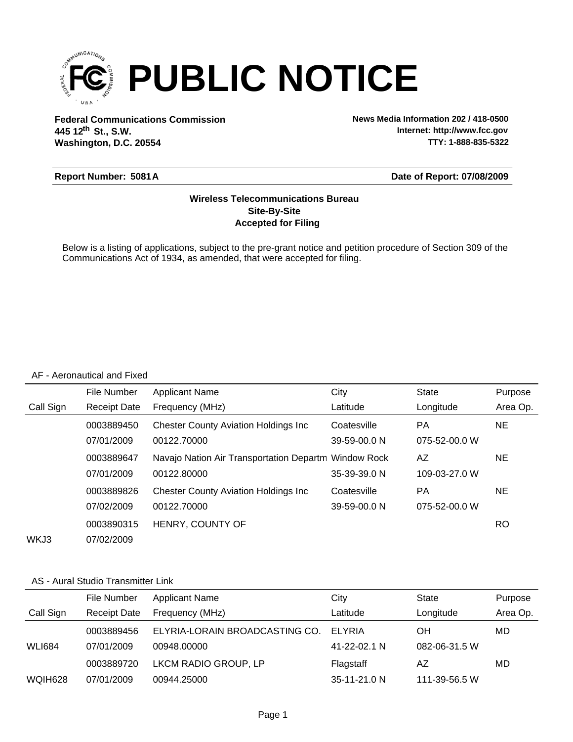# PUBLIC NOTICE

**Federal Communications Commission**
**445 12th St., S.W.**
**Washington, D.C. 20554**

**News Media Information 202 / 418-0500**
**Internet: http://www.fcc.gov**
**TTY: 1-888-835-5322**

**Report Number: 5081A** | **Date of Report: 07/08/2009**

**Wireless Telecommunications Bureau**
**Site-By-Site**
**Accepted for Filing**

Below is a listing of applications, subject to the pre-grant notice and petition procedure of Section 309 of the Communications Act of 1934, as amended, that were accepted for filing.

AF - Aeronautical and Fixed

| Call Sign | File Number / Receipt Date | Applicant Name / Frequency (MHz) | City / Latitude | State / Longitude | Purpose / Area Op. |
|---|---|---|---|---|---|
| | 0003889450<br>07/01/2009 | Chester County Aviation Holdings Inc<br>00122.70000 | Coatesville<br>39-59-00.0 N | PA<br>075-52-00.0 W | NE |
| | 0003889647<br>07/01/2009 | Navajo Nation Air Transportation Departm<br>00122.80000 | Window Rock<br>35-39-39.0 N | AZ<br>109-03-27.0 W | NE |
| | 0003889826<br>07/02/2009 | Chester County Aviation Holdings Inc<br>00122.70000 | Coatesville<br>39-59-00.0 N | PA<br>075-52-00.0 W | NE |
| WKJ3 | 0003890315<br>07/02/2009 | HENRY, COUNTY OF | | | RO |

AS - Aural Studio Transmitter Link

| Call Sign | File Number / Receipt Date | Applicant Name / Frequency (MHz) | City / Latitude | State / Longitude | Purpose / Area Op. |
|---|---|---|---|---|---|
| WLI684 | 0003889456<br>07/01/2009 | ELYRIA-LORAIN BROADCASTING CO.<br>00948.00000 | ELYRIA<br>41-22-02.1 N | OH<br>082-06-31.5 W | MD |
| WQIH628 | 0003889720<br>07/01/2009 | LKCM RADIO GROUP, LP<br>00944.25000 | Flagstaff<br>35-11-21.0 N | AZ<br>111-39-56.5 W | MD |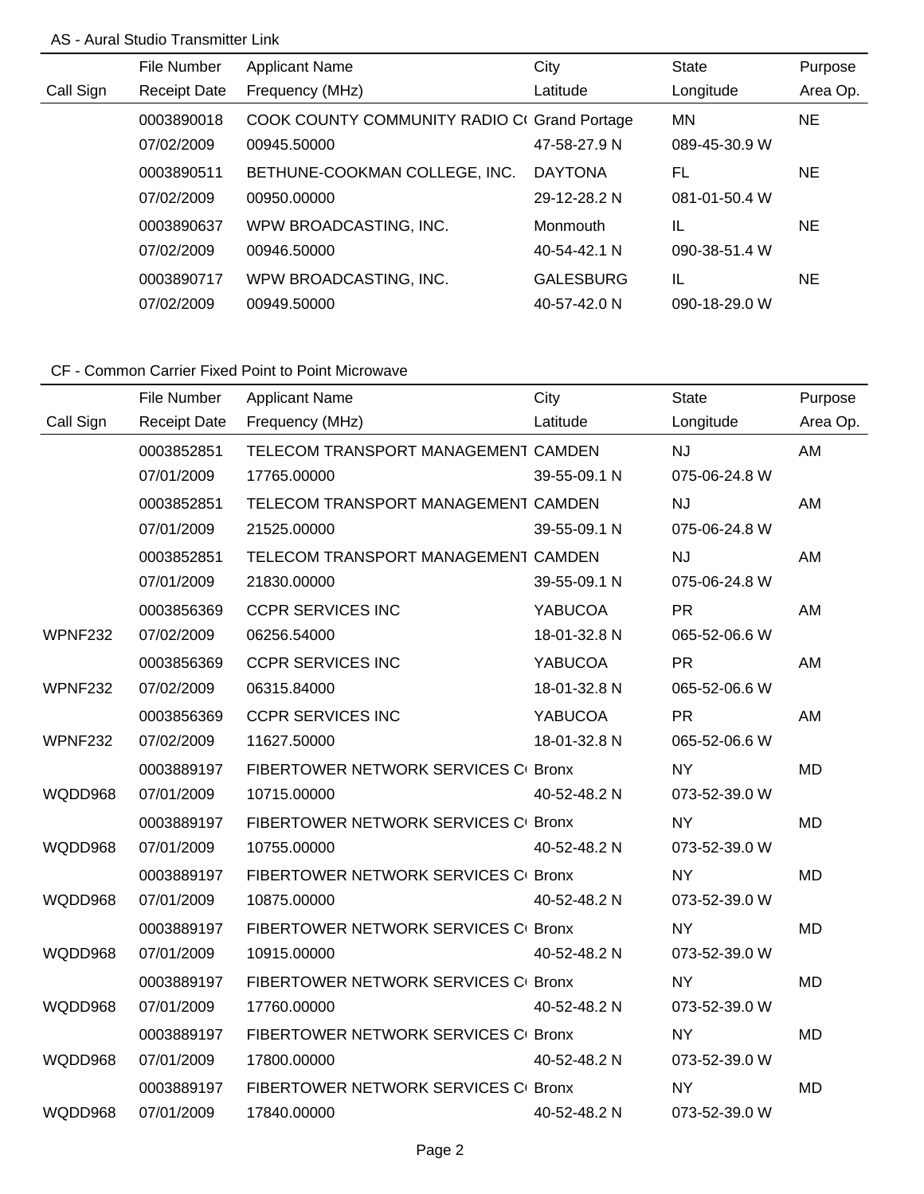AS - Aural Studio Transmitter Link

| Call Sign | File Number<br>Receipt Date | Applicant Name<br>Frequency (MHz) | City<br>Latitude | State<br>Longitude | Purpose<br>Area Op. |
|---|---|---|---|---|---|
| | 0003890018<br>07/02/2009 | COOK COUNTY COMMUNITY RADIO C(<br>00945.50000 | Grand Portage<br>47-58-27.9 N | MN<br>089-45-30.9 W | NE |
| | 0003890511<br>07/02/2009 | BETHUNE-COOKMAN COLLEGE, INC.<br>00950.00000 | DAYTONA<br>29-12-28.2 N | FL<br>081-01-50.4 W | NE |
| | 0003890637<br>07/02/2009 | WPW BROADCASTING, INC.<br>00946.50000 | Monmouth<br>40-54-42.1 N | IL<br>090-38-51.4 W | NE |
| | 0003890717<br>07/02/2009 | WPW BROADCASTING, INC.<br>00949.50000 | GALESBURG<br>40-57-42.0 N | IL<br>090-18-29.0 W | NE |

CF - Common Carrier Fixed Point to Point Microwave

| Call Sign | File Number<br>Receipt Date | Applicant Name<br>Frequency (MHz) | City<br>Latitude | State<br>Longitude | Purpose<br>Area Op. |
|---|---|---|---|---|---|
| | 0003852851<br>07/01/2009 | TELECOM TRANSPORT MANAGEMENT<br>17765.00000 | CAMDEN<br>39-55-09.1 N | NJ<br>075-06-24.8 W | AM |
| | 0003852851<br>07/01/2009 | TELECOM TRANSPORT MANAGEMENT<br>21525.00000 | CAMDEN<br>39-55-09.1 N | NJ<br>075-06-24.8 W | AM |
| | 0003852851<br>07/01/2009 | TELECOM TRANSPORT MANAGEMENT<br>21830.00000 | CAMDEN<br>39-55-09.1 N | NJ<br>075-06-24.8 W | AM |
| WPNF232 | 0003856369<br>07/02/2009 | CCPR SERVICES INC<br>06256.54000 | YABUCOA<br>18-01-32.8 N | PR<br>065-52-06.6 W | AM |
| WPNF232 | 0003856369<br>07/02/2009 | CCPR SERVICES INC<br>06315.84000 | YABUCOA<br>18-01-32.8 N | PR<br>065-52-06.6 W | AM |
| WPNF232 | 0003856369<br>07/02/2009 | CCPR SERVICES INC<br>11627.50000 | YABUCOA<br>18-01-32.8 N | PR<br>065-52-06.6 W | AM |
| WQDD968 | 0003889197<br>07/01/2009 | FIBERTOWER NETWORK SERVICES C(<br>10715.00000 | Bronx<br>40-52-48.2 N | NY<br>073-52-39.0 W | MD |
| WQDD968 | 0003889197<br>07/01/2009 | FIBERTOWER NETWORK SERVICES C(<br>10755.00000 | Bronx<br>40-52-48.2 N | NY<br>073-52-39.0 W | MD |
| WQDD968 | 0003889197<br>07/01/2009 | FIBERTOWER NETWORK SERVICES C(<br>10875.00000 | Bronx<br>40-52-48.2 N | NY<br>073-52-39.0 W | MD |
| WQDD968 | 0003889197<br>07/01/2009 | FIBERTOWER NETWORK SERVICES C(<br>10915.00000 | Bronx<br>40-52-48.2 N | NY<br>073-52-39.0 W | MD |
| WQDD968 | 0003889197<br>07/01/2009 | FIBERTOWER NETWORK SERVICES C(<br>17760.00000 | Bronx<br>40-52-48.2 N | NY<br>073-52-39.0 W | MD |
| WQDD968 | 0003889197<br>07/01/2009 | FIBERTOWER NETWORK SERVICES C(<br>17800.00000 | Bronx<br>40-52-48.2 N | NY<br>073-52-39.0 W | MD |
| WQDD968 | 0003889197<br>07/01/2009 | FIBERTOWER NETWORK SERVICES C(<br>17840.00000 | Bronx<br>40-52-48.2 N | NY<br>073-52-39.0 W | MD |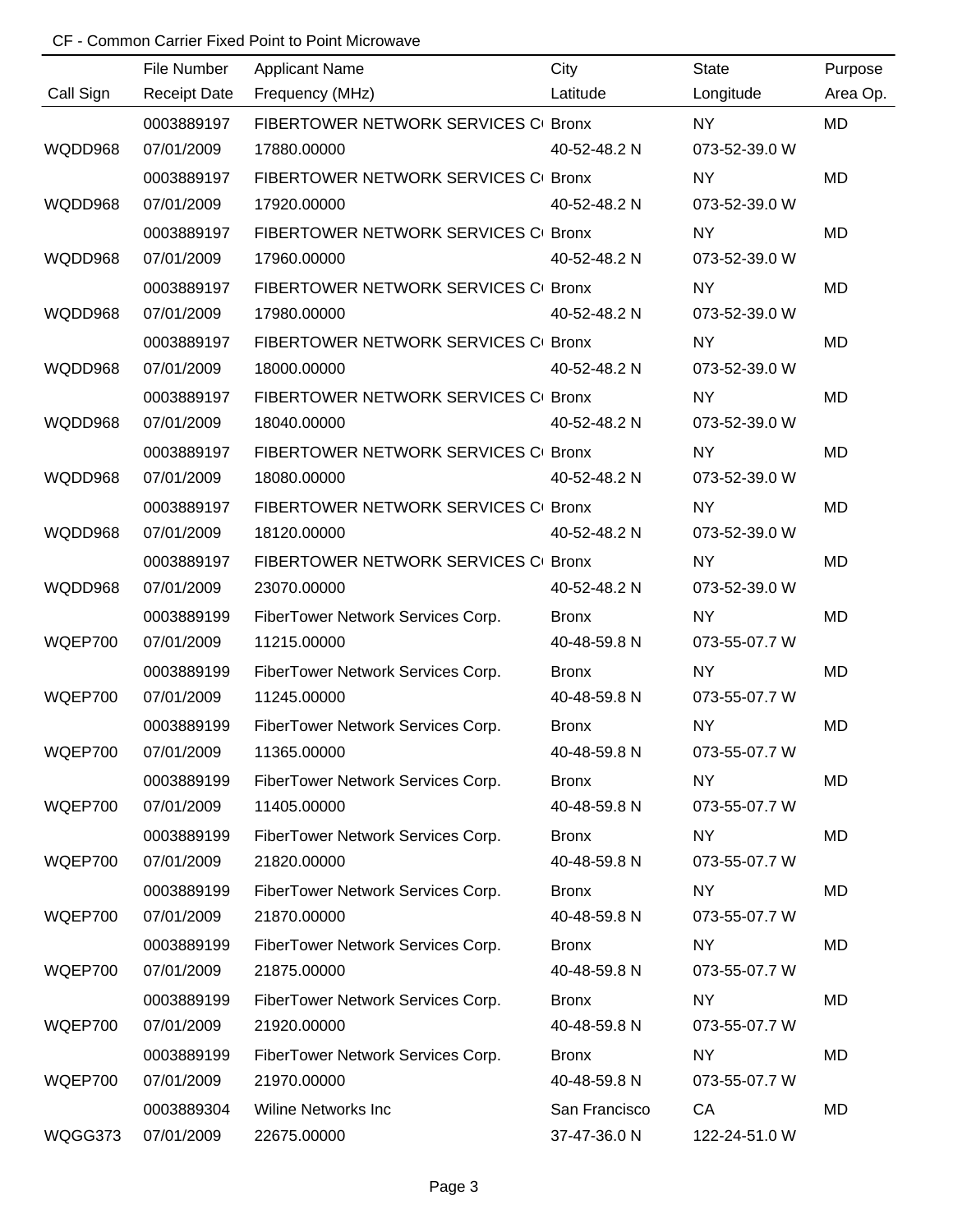CF - Common Carrier Fixed Point to Point Microwave

| Call Sign | File Number<br>Receipt Date | Applicant Name<br>Frequency (MHz) | City<br>Latitude | State<br>Longitude | Purpose<br>Area Op. |
|---|---|---|---|---|---|
| WQDD968 | 0003889197<br>07/01/2009 | FIBERTOWER NETWORK SERVICES C(<br>17880.00000 | Bronx<br>40-52-48.2 N | NY<br>073-52-39.0 W | MD |
| WQDD968 | 0003889197<br>07/01/2009 | FIBERTOWER NETWORK SERVICES C(<br>17920.00000 | Bronx<br>40-52-48.2 N | NY<br>073-52-39.0 W | MD |
| WQDD968 | 0003889197<br>07/01/2009 | FIBERTOWER NETWORK SERVICES C(<br>17960.00000 | Bronx<br>40-52-48.2 N | NY<br>073-52-39.0 W | MD |
| WQDD968 | 0003889197<br>07/01/2009 | FIBERTOWER NETWORK SERVICES C(<br>17980.00000 | Bronx<br>40-52-48.2 N | NY<br>073-52-39.0 W | MD |
| WQDD968 | 0003889197<br>07/01/2009 | FIBERTOWER NETWORK SERVICES C(<br>18000.00000 | Bronx<br>40-52-48.2 N | NY<br>073-52-39.0 W | MD |
| WQDD968 | 0003889197<br>07/01/2009 | FIBERTOWER NETWORK SERVICES C(<br>18040.00000 | Bronx<br>40-52-48.2 N | NY<br>073-52-39.0 W | MD |
| WQDD968 | 0003889197<br>07/01/2009 | FIBERTOWER NETWORK SERVICES C(<br>18080.00000 | Bronx<br>40-52-48.2 N | NY<br>073-52-39.0 W | MD |
| WQDD968 | 0003889197<br>07/01/2009 | FIBERTOWER NETWORK SERVICES C(<br>18120.00000 | Bronx<br>40-52-48.2 N | NY<br>073-52-39.0 W | MD |
| WQDD968 | 0003889197<br>07/01/2009 | FIBERTOWER NETWORK SERVICES C(<br>23070.00000 | Bronx<br>40-52-48.2 N | NY<br>073-52-39.0 W | MD |
| WQEP700 | 0003889199<br>07/01/2009 | FiberTower Network Services Corp.<br>11215.00000 | Bronx<br>40-48-59.8 N | NY<br>073-55-07.7 W | MD |
| WQEP700 | 0003889199<br>07/01/2009 | FiberTower Network Services Corp.<br>11245.00000 | Bronx<br>40-48-59.8 N | NY<br>073-55-07.7 W | MD |
| WQEP700 | 0003889199<br>07/01/2009 | FiberTower Network Services Corp.<br>11365.00000 | Bronx<br>40-48-59.8 N | NY<br>073-55-07.7 W | MD |
| WQEP700 | 0003889199<br>07/01/2009 | FiberTower Network Services Corp.<br>11405.00000 | Bronx<br>40-48-59.8 N | NY<br>073-55-07.7 W | MD |
| WQEP700 | 0003889199<br>07/01/2009 | FiberTower Network Services Corp.<br>21820.00000 | Bronx<br>40-48-59.8 N | NY<br>073-55-07.7 W | MD |
| WQEP700 | 0003889199<br>07/01/2009 | FiberTower Network Services Corp.<br>21870.00000 | Bronx<br>40-48-59.8 N | NY<br>073-55-07.7 W | MD |
| WQEP700 | 0003889199<br>07/01/2009 | FiberTower Network Services Corp.<br>21875.00000 | Bronx<br>40-48-59.8 N | NY<br>073-55-07.7 W | MD |
| WQEP700 | 0003889199<br>07/01/2009 | FiberTower Network Services Corp.<br>21920.00000 | Bronx<br>40-48-59.8 N | NY<br>073-55-07.7 W | MD |
| WQEP700 | 0003889199<br>07/01/2009 | FiberTower Network Services Corp.<br>21970.00000 | Bronx<br>40-48-59.8 N | NY<br>073-55-07.7 W | MD |
| WQGG373 | 0003889304<br>07/01/2009 | Wiline Networks Inc<br>22675.00000 | San Francisco<br>37-47-36.0 N | CA<br>122-24-51.0 W | MD |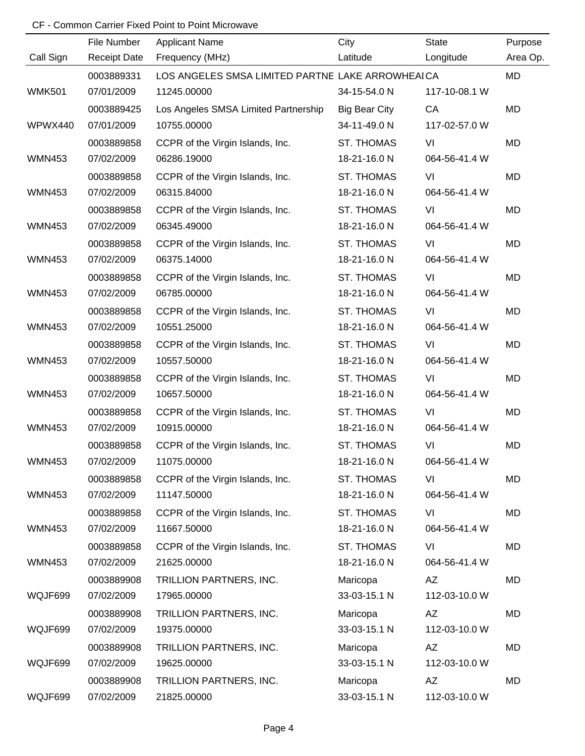CF - Common Carrier Fixed Point to Point Microwave

| Call Sign | File Number<br>Receipt Date | Applicant Name<br>Frequency (MHz) | City<br>Latitude | State<br>Longitude | Purpose<br>Area Op. |
|---|---|---|---|---|---|
| WMK501 | 0003889331<br>07/01/2009 | LOS ANGELES SMSA LIMITED PARTNE<br>11245.00000 | LAKE ARROWHEAI<br>34-15-54.0 N | CA<br>117-10-08.1 W | MD |
| WPWX440 | 0003889425<br>07/01/2009 | Los Angeles SMSA Limited Partnership<br>10755.00000 | Big Bear City<br>34-11-49.0 N | CA<br>117-02-57.0 W | MD |
| WMN453 | 0003889858<br>07/02/2009 | CCPR of the Virgin Islands, Inc.<br>06286.19000 | ST. THOMAS<br>18-21-16.0 N | VI<br>064-56-41.4 W | MD |
| WMN453 | 0003889858<br>07/02/2009 | CCPR of the Virgin Islands, Inc.<br>06315.84000 | ST. THOMAS<br>18-21-16.0 N | VI<br>064-56-41.4 W | MD |
| WMN453 | 0003889858<br>07/02/2009 | CCPR of the Virgin Islands, Inc.<br>06345.49000 | ST. THOMAS<br>18-21-16.0 N | VI<br>064-56-41.4 W | MD |
| WMN453 | 0003889858<br>07/02/2009 | CCPR of the Virgin Islands, Inc.<br>06375.14000 | ST. THOMAS<br>18-21-16.0 N | VI<br>064-56-41.4 W | MD |
| WMN453 | 0003889858<br>07/02/2009 | CCPR of the Virgin Islands, Inc.<br>06785.00000 | ST. THOMAS<br>18-21-16.0 N | VI<br>064-56-41.4 W | MD |
| WMN453 | 0003889858<br>07/02/2009 | CCPR of the Virgin Islands, Inc.<br>10551.25000 | ST. THOMAS<br>18-21-16.0 N | VI<br>064-56-41.4 W | MD |
| WMN453 | 0003889858<br>07/02/2009 | CCPR of the Virgin Islands, Inc.<br>10557.50000 | ST. THOMAS<br>18-21-16.0 N | VI<br>064-56-41.4 W | MD |
| WMN453 | 0003889858<br>07/02/2009 | CCPR of the Virgin Islands, Inc.<br>10657.50000 | ST. THOMAS<br>18-21-16.0 N | VI<br>064-56-41.4 W | MD |
| WMN453 | 0003889858<br>07/02/2009 | CCPR of the Virgin Islands, Inc.<br>10915.00000 | ST. THOMAS<br>18-21-16.0 N | VI<br>064-56-41.4 W | MD |
| WMN453 | 0003889858<br>07/02/2009 | CCPR of the Virgin Islands, Inc.<br>11075.00000 | ST. THOMAS<br>18-21-16.0 N | VI<br>064-56-41.4 W | MD |
| WMN453 | 0003889858<br>07/02/2009 | CCPR of the Virgin Islands, Inc.<br>11147.50000 | ST. THOMAS<br>18-21-16.0 N | VI<br>064-56-41.4 W | MD |
| WMN453 | 0003889858<br>07/02/2009 | CCPR of the Virgin Islands, Inc.<br>11667.50000 | ST. THOMAS<br>18-21-16.0 N | VI<br>064-56-41.4 W | MD |
| WMN453 | 0003889858<br>07/02/2009 | CCPR of the Virgin Islands, Inc.<br>21625.00000 | ST. THOMAS<br>18-21-16.0 N | VI<br>064-56-41.4 W | MD |
| WQJF699 | 0003889908<br>07/02/2009 | TRILLION PARTNERS, INC.<br>17965.00000 | Maricopa<br>33-03-15.1 N | AZ<br>112-03-10.0 W | MD |
| WQJF699 | 0003889908<br>07/02/2009 | TRILLION PARTNERS, INC.<br>19375.00000 | Maricopa<br>33-03-15.1 N | AZ<br>112-03-10.0 W | MD |
| WQJF699 | 0003889908<br>07/02/2009 | TRILLION PARTNERS, INC.<br>19625.00000 | Maricopa<br>33-03-15.1 N | AZ<br>112-03-10.0 W | MD |
| WQJF699 | 0003889908<br>07/02/2009 | TRILLION PARTNERS, INC.<br>21825.00000 | Maricopa<br>33-03-15.1 N | AZ<br>112-03-10.0 W | MD |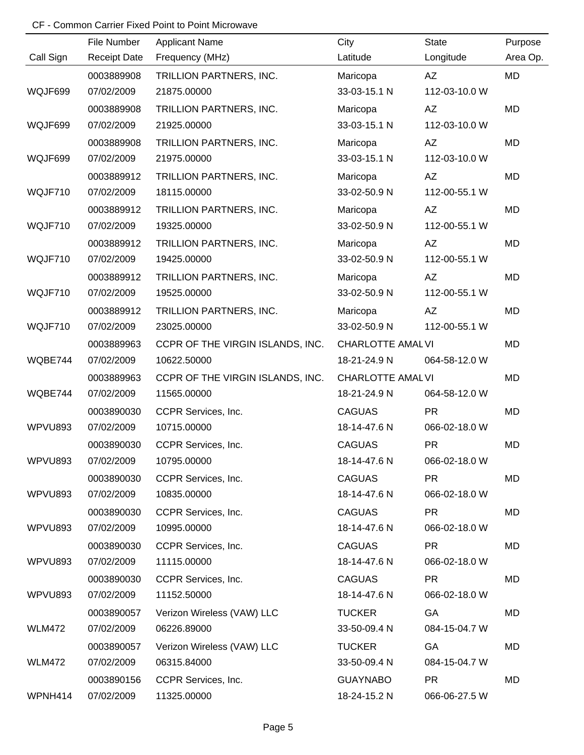CF - Common Carrier Fixed Point to Point Microwave

| Call Sign | File Number<br>Receipt Date | Applicant Name<br>Frequency (MHz) | City<br>Latitude | State<br>Longitude | Purpose<br>Area Op. |
|---|---|---|---|---|---|
| WQJF699 | 0003889908<br>07/02/2009 | TRILLION PARTNERS, INC.<br>21875.00000 | Maricopa<br>33-03-15.1 N | AZ<br>112-03-10.0 W | MD |
| WQJF699 | 0003889908<br>07/02/2009 | TRILLION PARTNERS, INC.<br>21925.00000 | Maricopa<br>33-03-15.1 N | AZ<br>112-03-10.0 W | MD |
| WQJF699 | 0003889908<br>07/02/2009 | TRILLION PARTNERS, INC.<br>21975.00000 | Maricopa<br>33-03-15.1 N | AZ<br>112-03-10.0 W | MD |
| WQJF710 | 0003889912<br>07/02/2009 | TRILLION PARTNERS, INC.<br>18115.00000 | Maricopa<br>33-02-50.9 N | AZ<br>112-00-55.1 W | MD |
| WQJF710 | 0003889912<br>07/02/2009 | TRILLION PARTNERS, INC.<br>19325.00000 | Maricopa<br>33-02-50.9 N | AZ<br>112-00-55.1 W | MD |
| WQJF710 | 0003889912<br>07/02/2009 | TRILLION PARTNERS, INC.<br>19425.00000 | Maricopa<br>33-02-50.9 N | AZ<br>112-00-55.1 W | MD |
| WQJF710 | 0003889912<br>07/02/2009 | TRILLION PARTNERS, INC.<br>19525.00000 | Maricopa<br>33-02-50.9 N | AZ<br>112-00-55.1 W | MD |
| WQJF710 | 0003889912<br>07/02/2009 | TRILLION PARTNERS, INC.<br>23025.00000 | Maricopa<br>33-02-50.9 N | AZ<br>112-00-55.1 W | MD |
| WQBE744 | 0003889963<br>07/02/2009 | CCPR OF THE VIRGIN ISLANDS, INC.<br>10622.50000 | CHARLOTTE AMAL<br>18-21-24.9 N | VI<br>064-58-12.0 W | MD |
| WQBE744 | 0003889963<br>07/02/2009 | CCPR OF THE VIRGIN ISLANDS, INC.<br>11565.00000 | CHARLOTTE AMAL<br>18-21-24.9 N | VI<br>064-58-12.0 W | MD |
| WPVU893 | 0003890030<br>07/02/2009 | CCPR Services, Inc.<br>10715.00000 | CAGUAS<br>18-14-47.6 N | PR<br>066-02-18.0 W | MD |
| WPVU893 | 0003890030<br>07/02/2009 | CCPR Services, Inc.<br>10795.00000 | CAGUAS<br>18-14-47.6 N | PR<br>066-02-18.0 W | MD |
| WPVU893 | 0003890030<br>07/02/2009 | CCPR Services, Inc.<br>10835.00000 | CAGUAS<br>18-14-47.6 N | PR<br>066-02-18.0 W | MD |
| WPVU893 | 0003890030<br>07/02/2009 | CCPR Services, Inc.<br>10995.00000 | CAGUAS<br>18-14-47.6 N | PR<br>066-02-18.0 W | MD |
| WPVU893 | 0003890030<br>07/02/2009 | CCPR Services, Inc.<br>11115.00000 | CAGUAS<br>18-14-47.6 N | PR<br>066-02-18.0 W | MD |
| WPVU893 | 0003890030<br>07/02/2009 | CCPR Services, Inc.<br>11152.50000 | CAGUAS<br>18-14-47.6 N | PR<br>066-02-18.0 W | MD |
| WLM472 | 0003890057<br>07/02/2009 | Verizon Wireless (VAW) LLC<br>06226.89000 | TUCKER<br>33-50-09.4 N | GA<br>084-15-04.7 W | MD |
| WLM472 | 0003890057<br>07/02/2009 | Verizon Wireless (VAW) LLC<br>06315.84000 | TUCKER<br>33-50-09.4 N | GA<br>084-15-04.7 W | MD |
| WPNH414 | 0003890156<br>07/02/2009 | CCPR Services, Inc.<br>11325.00000 | GUAYNABO<br>18-24-15.2 N | PR<br>066-06-27.5 W | MD |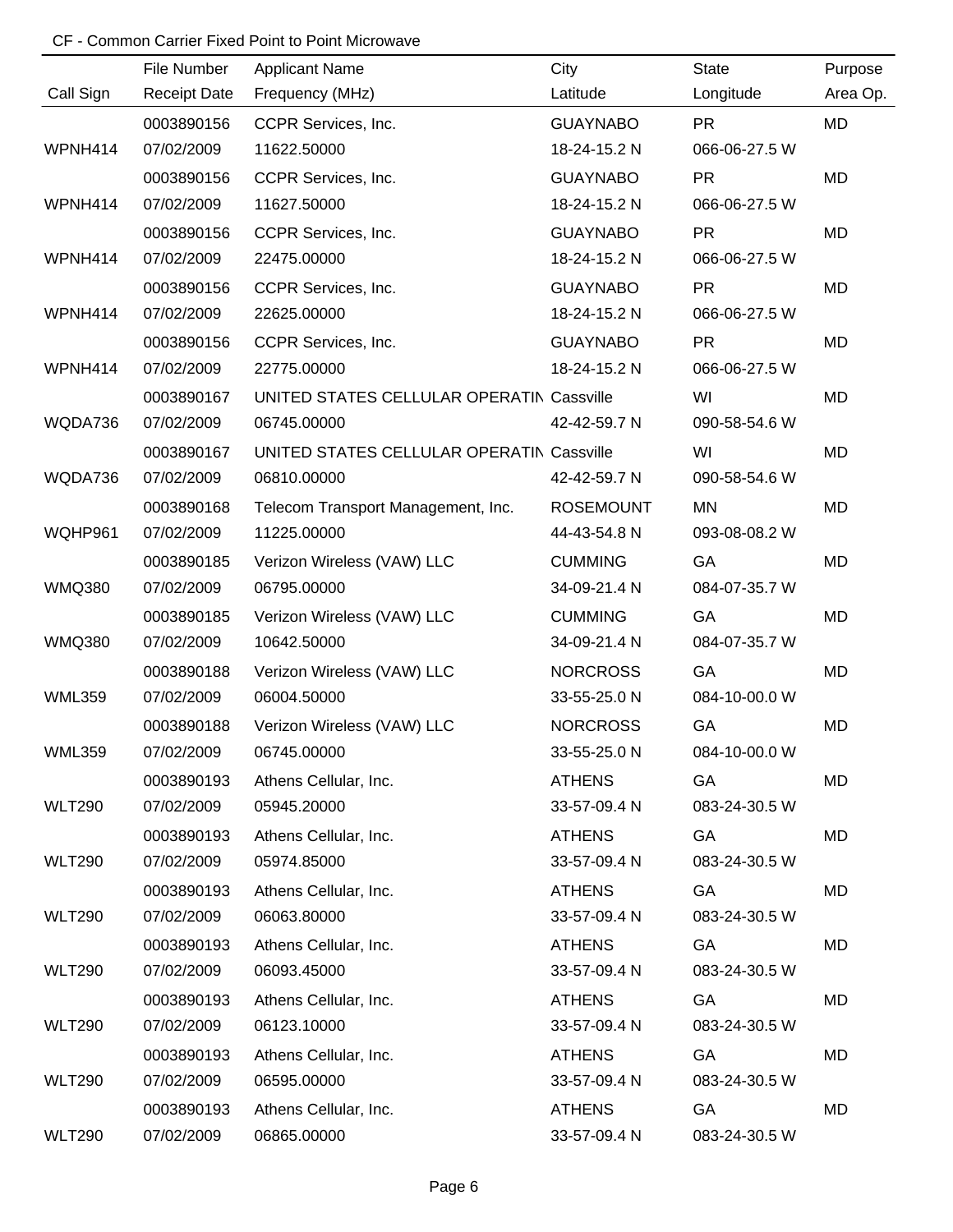CF - Common Carrier Fixed Point to Point Microwave

| Call Sign | File Number<br>Receipt Date | Applicant Name<br>Frequency (MHz) | City<br>Latitude | State<br>Longitude | Purpose<br>Area Op. |
|---|---|---|---|---|---|
| WPNH414 | 0003890156<br>07/02/2009 | CCPR Services, Inc.<br>11622.50000 | GUAYNABO<br>18-24-15.2 N | PR<br>066-06-27.5 W | MD |
| WPNH414 | 0003890156<br>07/02/2009 | CCPR Services, Inc.<br>11627.50000 | GUAYNABO<br>18-24-15.2 N | PR<br>066-06-27.5 W | MD |
| WPNH414 | 0003890156<br>07/02/2009 | CCPR Services, Inc.<br>22475.00000 | GUAYNABO<br>18-24-15.2 N | PR<br>066-06-27.5 W | MD |
| WPNH414 | 0003890156<br>07/02/2009 | CCPR Services, Inc.<br>22625.00000 | GUAYNABO<br>18-24-15.2 N | PR<br>066-06-27.5 W | MD |
| WPNH414 | 0003890156<br>07/02/2009 | CCPR Services, Inc.<br>22775.00000 | GUAYNABO<br>18-24-15.2 N | PR<br>066-06-27.5 W | MD |
| WQDA736 | 0003890167<br>07/02/2009 | UNITED STATES CELLULAR OPERATIN<br>06745.00000 | Cassville<br>42-42-59.7 N | WI<br>090-58-54.6 W | MD |
| WQDA736 | 0003890167<br>07/02/2009 | UNITED STATES CELLULAR OPERATIN<br>06810.00000 | Cassville<br>42-42-59.7 N | WI<br>090-58-54.6 W | MD |
| WQHP961 | 0003890168<br>07/02/2009 | Telecom Transport Management, Inc.<br>11225.00000 | ROSEMOUNT<br>44-43-54.8 N | MN<br>093-08-08.2 W | MD |
| WMQ380 | 0003890185<br>07/02/2009 | Verizon Wireless (VAW) LLC<br>06795.00000 | CUMMING<br>34-09-21.4 N | GA<br>084-07-35.7 W | MD |
| WMQ380 | 0003890185<br>07/02/2009 | Verizon Wireless (VAW) LLC<br>10642.50000 | CUMMING<br>34-09-21.4 N | GA<br>084-07-35.7 W | MD |
| WML359 | 0003890188<br>07/02/2009 | Verizon Wireless (VAW) LLC<br>06004.50000 | NORCROSS<br>33-55-25.0 N | GA<br>084-10-00.0 W | MD |
| WML359 | 0003890188<br>07/02/2009 | Verizon Wireless (VAW) LLC<br>06745.00000 | NORCROSS<br>33-55-25.0 N | GA<br>084-10-00.0 W | MD |
| WLT290 | 0003890193<br>07/02/2009 | Athens Cellular, Inc.<br>05945.20000 | ATHENS<br>33-57-09.4 N | GA<br>083-24-30.5 W | MD |
| WLT290 | 0003890193<br>07/02/2009 | Athens Cellular, Inc.<br>05974.85000 | ATHENS<br>33-57-09.4 N | GA<br>083-24-30.5 W | MD |
| WLT290 | 0003890193<br>07/02/2009 | Athens Cellular, Inc.<br>06063.80000 | ATHENS<br>33-57-09.4 N | GA<br>083-24-30.5 W | MD |
| WLT290 | 0003890193<br>07/02/2009 | Athens Cellular, Inc.<br>06093.45000 | ATHENS<br>33-57-09.4 N | GA<br>083-24-30.5 W | MD |
| WLT290 | 0003890193<br>07/02/2009 | Athens Cellular, Inc.<br>06123.10000 | ATHENS<br>33-57-09.4 N | GA<br>083-24-30.5 W | MD |
| WLT290 | 0003890193<br>07/02/2009 | Athens Cellular, Inc.<br>06595.00000 | ATHENS<br>33-57-09.4 N | GA<br>083-24-30.5 W | MD |
| WLT290 | 0003890193<br>07/02/2009 | Athens Cellular, Inc.<br>06865.00000 | ATHENS<br>33-57-09.4 N | GA<br>083-24-30.5 W | MD |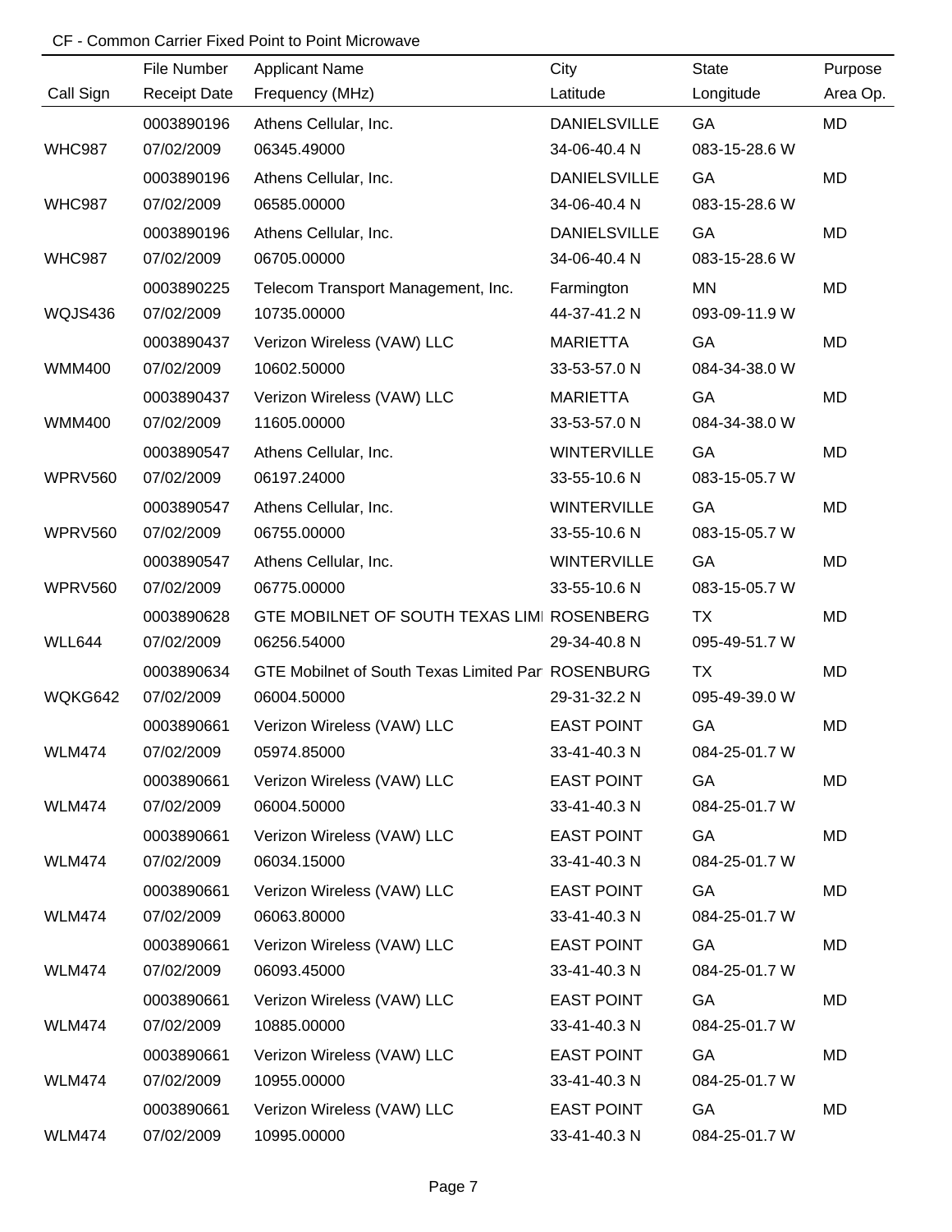CF - Common Carrier Fixed Point to Point Microwave

| Call Sign | File Number<br>Receipt Date | Applicant Name<br>Frequency (MHz) | City<br>Latitude | State<br>Longitude | Purpose<br>Area Op. |
|---|---|---|---|---|---|
| WHC987 | 0003890196<br>07/02/2009 | Athens Cellular, Inc.<br>06345.49000 | DANIELSVILLE<br>34-06-40.4 N | GA<br>083-15-28.6 W | MD |
| WHC987 | 0003890196<br>07/02/2009 | Athens Cellular, Inc.<br>06585.00000 | DANIELSVILLE<br>34-06-40.4 N | GA<br>083-15-28.6 W | MD |
| WHC987 | 0003890196<br>07/02/2009 | Athens Cellular, Inc.<br>06705.00000 | DANIELSVILLE<br>34-06-40.4 N | GA<br>083-15-28.6 W | MD |
| WQJS436 | 0003890225<br>07/02/2009 | Telecom Transport Management, Inc.<br>10735.00000 | Farmington<br>44-37-41.2 N | MN<br>093-09-11.9 W | MD |
| WMM400 | 0003890437<br>07/02/2009 | Verizon Wireless (VAW) LLC<br>10602.50000 | MARIETTA<br>33-53-57.0 N | GA<br>084-34-38.0 W | MD |
| WMM400 | 0003890437<br>07/02/2009 | Verizon Wireless (VAW) LLC<br>11605.00000 | MARIETTA<br>33-53-57.0 N | GA<br>084-34-38.0 W | MD |
| WPRV560 | 0003890547<br>07/02/2009 | Athens Cellular, Inc.<br>06197.24000 | WINTERVILLE<br>33-55-10.6 N | GA<br>083-15-05.7 W | MD |
| WPRV560 | 0003890547<br>07/02/2009 | Athens Cellular, Inc.<br>06755.00000 | WINTERVILLE<br>33-55-10.6 N | GA<br>083-15-05.7 W | MD |
| WPRV560 | 0003890547<br>07/02/2009 | Athens Cellular, Inc.<br>06775.00000 | WINTERVILLE<br>33-55-10.6 N | GA<br>083-15-05.7 W | MD |
| WLL644 | 0003890628<br>07/02/2009 | GTE MOBILNET OF SOUTH TEXAS LIMI<br>06256.54000 | ROSENBERG<br>29-34-40.8 N | TX<br>095-49-51.7 W | MD |
| WQKG642 | 0003890634<br>07/02/2009 | GTE Mobilnet of South Texas Limited Par<br>06004.50000 | ROSENBURG<br>29-31-32.2 N | TX<br>095-49-39.0 W | MD |
| WLM474 | 0003890661<br>07/02/2009 | Verizon Wireless (VAW) LLC<br>05974.85000 | EAST POINT<br>33-41-40.3 N | GA<br>084-25-01.7 W | MD |
| WLM474 | 0003890661<br>07/02/2009 | Verizon Wireless (VAW) LLC<br>06004.50000 | EAST POINT<br>33-41-40.3 N | GA<br>084-25-01.7 W | MD |
| WLM474 | 0003890661<br>07/02/2009 | Verizon Wireless (VAW) LLC<br>06034.15000 | EAST POINT<br>33-41-40.3 N | GA<br>084-25-01.7 W | MD |
| WLM474 | 0003890661<br>07/02/2009 | Verizon Wireless (VAW) LLC<br>06063.80000 | EAST POINT<br>33-41-40.3 N | GA<br>084-25-01.7 W | MD |
| WLM474 | 0003890661<br>07/02/2009 | Verizon Wireless (VAW) LLC<br>06093.45000 | EAST POINT<br>33-41-40.3 N | GA<br>084-25-01.7 W | MD |
| WLM474 | 0003890661<br>07/02/2009 | Verizon Wireless (VAW) LLC<br>10885.00000 | EAST POINT<br>33-41-40.3 N | GA<br>084-25-01.7 W | MD |
| WLM474 | 0003890661<br>07/02/2009 | Verizon Wireless (VAW) LLC<br>10955.00000 | EAST POINT<br>33-41-40.3 N | GA<br>084-25-01.7 W | MD |
| WLM474 | 0003890661<br>07/02/2009 | Verizon Wireless (VAW) LLC<br>10995.00000 | EAST POINT<br>33-41-40.3 N | GA<br>084-25-01.7 W | MD |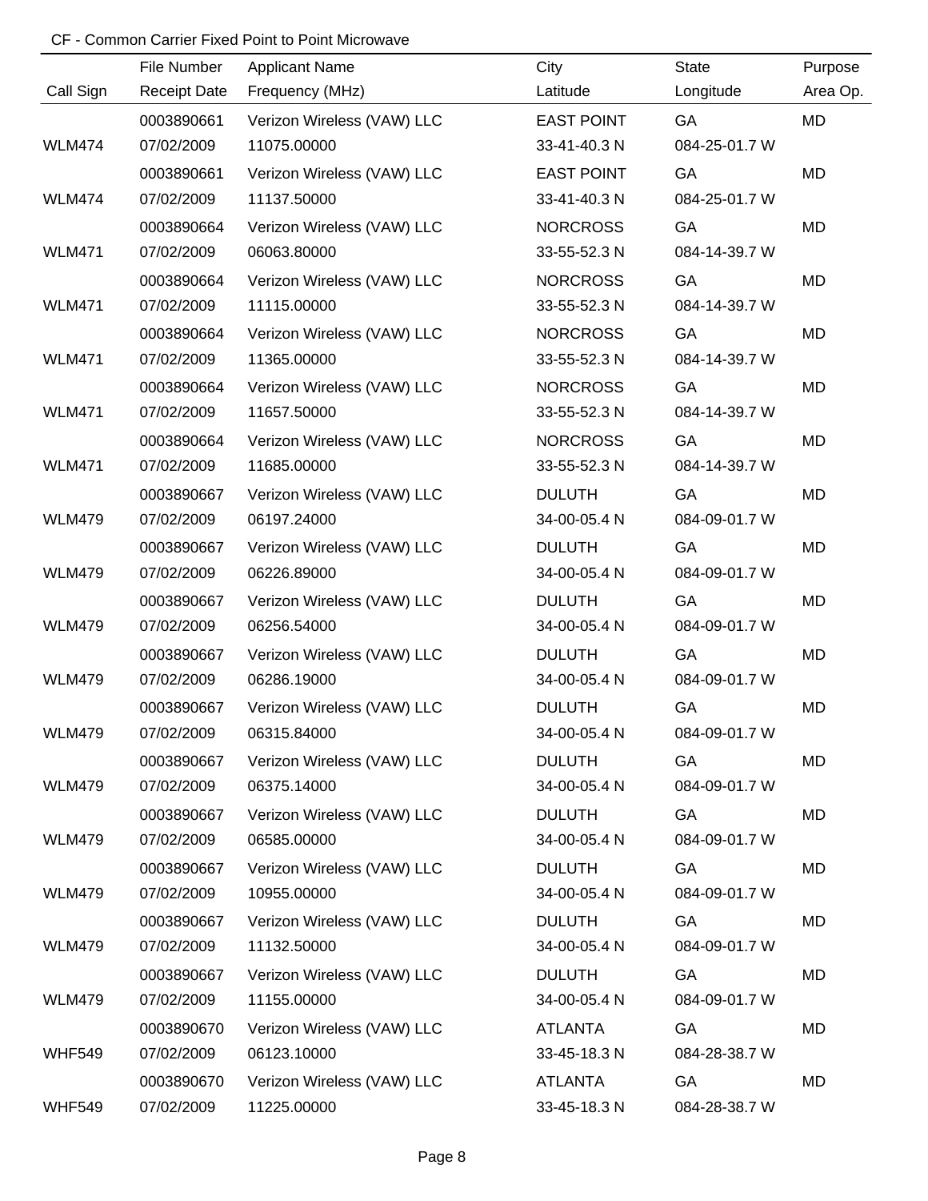CF - Common Carrier Fixed Point to Point Microwave

| Call Sign | File Number<br>Receipt Date | Applicant Name<br>Frequency (MHz) | City<br>Latitude | State<br>Longitude | Purpose<br>Area Op. |
|---|---|---|---|---|---|
| WLM474 | 0003890661<br>07/02/2009 | Verizon Wireless (VAW) LLC<br>11075.00000 | EAST POINT<br>33-41-40.3 N | GA<br>084-25-01.7 W | MD |
| WLM474 | 0003890661<br>07/02/2009 | Verizon Wireless (VAW) LLC<br>11137.50000 | EAST POINT<br>33-41-40.3 N | GA<br>084-25-01.7 W | MD |
| WLM471 | 0003890664<br>07/02/2009 | Verizon Wireless (VAW) LLC<br>06063.80000 | NORCROSS<br>33-55-52.3 N | GA<br>084-14-39.7 W | MD |
| WLM471 | 0003890664<br>07/02/2009 | Verizon Wireless (VAW) LLC<br>11115.00000 | NORCROSS<br>33-55-52.3 N | GA<br>084-14-39.7 W | MD |
| WLM471 | 0003890664<br>07/02/2009 | Verizon Wireless (VAW) LLC<br>11365.00000 | NORCROSS<br>33-55-52.3 N | GA<br>084-14-39.7 W | MD |
| WLM471 | 0003890664<br>07/02/2009 | Verizon Wireless (VAW) LLC<br>11657.50000 | NORCROSS<br>33-55-52.3 N | GA<br>084-14-39.7 W | MD |
| WLM471 | 0003890664<br>07/02/2009 | Verizon Wireless (VAW) LLC<br>11685.00000 | NORCROSS<br>33-55-52.3 N | GA<br>084-14-39.7 W | MD |
| WLM479 | 0003890667<br>07/02/2009 | Verizon Wireless (VAW) LLC<br>06197.24000 | DULUTH<br>34-00-05.4 N | GA<br>084-09-01.7 W | MD |
| WLM479 | 0003890667<br>07/02/2009 | Verizon Wireless (VAW) LLC<br>06226.89000 | DULUTH<br>34-00-05.4 N | GA<br>084-09-01.7 W | MD |
| WLM479 | 0003890667<br>07/02/2009 | Verizon Wireless (VAW) LLC<br>06256.54000 | DULUTH<br>34-00-05.4 N | GA<br>084-09-01.7 W | MD |
| WLM479 | 0003890667<br>07/02/2009 | Verizon Wireless (VAW) LLC<br>06286.19000 | DULUTH<br>34-00-05.4 N | GA<br>084-09-01.7 W | MD |
| WLM479 | 0003890667<br>07/02/2009 | Verizon Wireless (VAW) LLC<br>06315.84000 | DULUTH<br>34-00-05.4 N | GA<br>084-09-01.7 W | MD |
| WLM479 | 0003890667<br>07/02/2009 | Verizon Wireless (VAW) LLC<br>06375.14000 | DULUTH<br>34-00-05.4 N | GA<br>084-09-01.7 W | MD |
| WLM479 | 0003890667<br>07/02/2009 | Verizon Wireless (VAW) LLC<br>06585.00000 | DULUTH<br>34-00-05.4 N | GA<br>084-09-01.7 W | MD |
| WLM479 | 0003890667<br>07/02/2009 | Verizon Wireless (VAW) LLC<br>10955.00000 | DULUTH<br>34-00-05.4 N | GA<br>084-09-01.7 W | MD |
| WLM479 | 0003890667<br>07/02/2009 | Verizon Wireless (VAW) LLC<br>11132.50000 | DULUTH<br>34-00-05.4 N | GA<br>084-09-01.7 W | MD |
| WLM479 | 0003890667<br>07/02/2009 | Verizon Wireless (VAW) LLC<br>11155.00000 | DULUTH<br>34-00-05.4 N | GA<br>084-09-01.7 W | MD |
| WHF549 | 0003890670<br>07/02/2009 | Verizon Wireless (VAW) LLC<br>06123.10000 | ATLANTA<br>33-45-18.3 N | GA<br>084-28-38.7 W | MD |
| WHF549 | 0003890670<br>07/02/2009 | Verizon Wireless (VAW) LLC<br>11225.00000 | ATLANTA<br>33-45-18.3 N | GA<br>084-28-38.7 W | MD |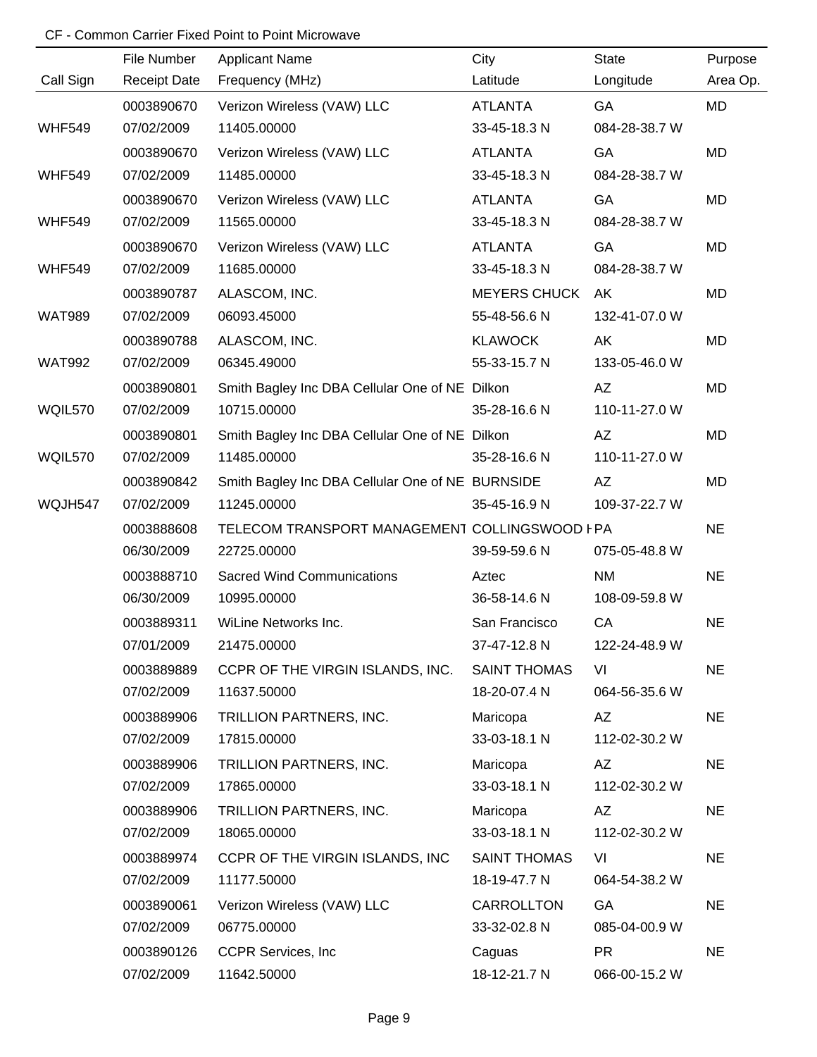CF - Common Carrier Fixed Point to Point Microwave

| Call Sign | File Number<br>Receipt Date | Applicant Name<br>Frequency (MHz) | City<br>Latitude | State<br>Longitude | Purpose<br>Area Op. |
|---|---|---|---|---|---|
| WHF549 | 0003890670<br>07/02/2009 | Verizon Wireless (VAW) LLC<br>11405.00000 | ATLANTA<br>33-45-18.3 N | GA<br>084-28-38.7 W | MD |
| WHF549 | 0003890670<br>07/02/2009 | Verizon Wireless (VAW) LLC<br>11485.00000 | ATLANTA<br>33-45-18.3 N | GA<br>084-28-38.7 W | MD |
| WHF549 | 0003890670<br>07/02/2009 | Verizon Wireless (VAW) LLC<br>11565.00000 | ATLANTA<br>33-45-18.3 N | GA<br>084-28-38.7 W | MD |
| WHF549 | 0003890670<br>07/02/2009 | Verizon Wireless (VAW) LLC<br>11685.00000 | ATLANTA<br>33-45-18.3 N | GA<br>084-28-38.7 W | MD |
| WAT989 | 0003890787<br>07/02/2009 | ALASCOM, INC.<br>06093.45000 | MEYERS CHUCK<br>55-48-56.6 N | AK<br>132-41-07.0 W | MD |
| WAT992 | 0003890788<br>07/02/2009 | ALASCOM, INC.<br>06345.49000 | KLAWOCK<br>55-33-15.7 N | AK<br>133-05-46.0 W | MD |
| WQIL570 | 0003890801<br>07/02/2009 | Smith Bagley Inc DBA Cellular One of NE<br>10715.00000 | Dilkon<br>35-28-16.6 N | AZ<br>110-11-27.0 W | MD |
| WQIL570 | 0003890801<br>07/02/2009 | Smith Bagley Inc DBA Cellular One of NE<br>11485.00000 | Dilkon<br>35-28-16.6 N | AZ<br>110-11-27.0 W | MD |
| WQJH547 | 0003890842<br>07/02/2009 | Smith Bagley Inc DBA Cellular One of NE<br>11245.00000 | BURNSIDE<br>35-45-16.9 N | AZ<br>109-37-22.7 W | MD |
| | 0003888608<br>06/30/2009 | TELECOM TRANSPORT MANAGEMENT<br>22725.00000 | COLLINGSWOOD H<br>39-59-59.6 N | PA<br>075-05-48.8 W | NE |
| | 0003888710<br>06/30/2009 | Sacred Wind Communications<br>10995.00000 | Aztec<br>36-58-14.6 N | NM<br>108-09-59.8 W | NE |
| | 0003889311<br>07/01/2009 | WiLine Networks Inc.<br>21475.00000 | San Francisco<br>37-47-12.8 N | CA<br>122-24-48.9 W | NE |
| | 0003889889<br>07/02/2009 | CCPR OF THE VIRGIN ISLANDS, INC.<br>11637.50000 | SAINT THOMAS<br>18-20-07.4 N | VI<br>064-56-35.6 W | NE |
| | 0003889906<br>07/02/2009 | TRILLION PARTNERS, INC.<br>17815.00000 | Maricopa<br>33-03-18.1 N | AZ<br>112-02-30.2 W | NE |
| | 0003889906<br>07/02/2009 | TRILLION PARTNERS, INC.<br>17865.00000 | Maricopa<br>33-03-18.1 N | AZ<br>112-02-30.2 W | NE |
| | 0003889906<br>07/02/2009 | TRILLION PARTNERS, INC.<br>18065.00000 | Maricopa<br>33-03-18.1 N | AZ<br>112-02-30.2 W | NE |
| | 0003889974<br>07/02/2009 | CCPR OF THE VIRGIN ISLANDS, INC<br>11177.50000 | SAINT THOMAS<br>18-19-47.7 N | VI<br>064-54-38.2 W | NE |
| | 0003890061<br>07/02/2009 | Verizon Wireless (VAW) LLC<br>06775.00000 | CARROLLTON<br>33-32-02.8 N | GA<br>085-04-00.9 W | NE |
| | 0003890126<br>07/02/2009 | CCPR Services, Inc<br>11642.50000 | Caguas<br>18-12-21.7 N | PR<br>066-00-15.2 W | NE |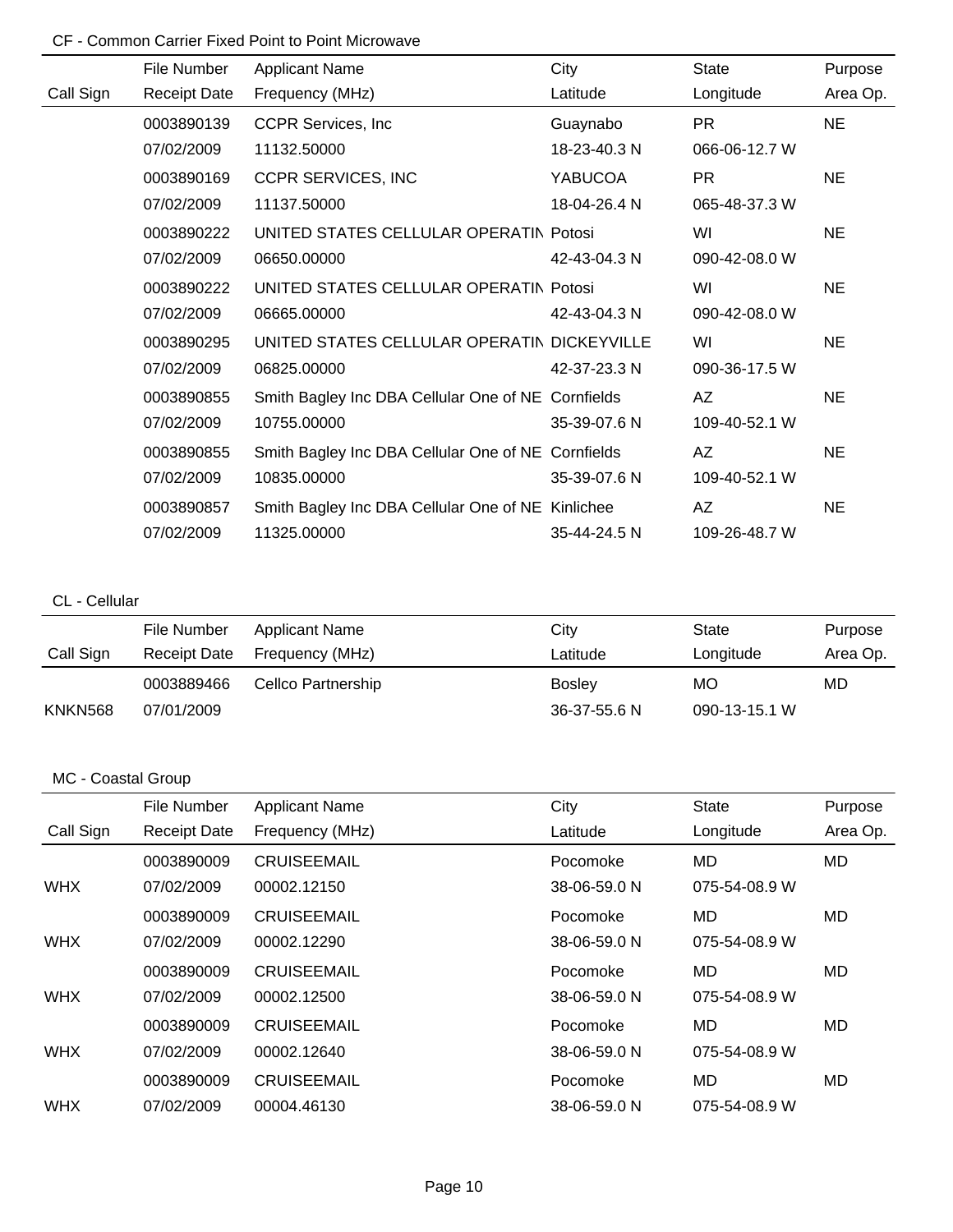## CF - Common Carrier Fixed Point to Point Microwave

| Call Sign | File Number / Receipt Date | Applicant Name / Frequency (MHz) | City / Latitude | State / Longitude | Purpose / Area Op. |
|---|---|---|---|---|---|
| | 0003890139 | CCPR Services, Inc | Guaynabo | PR | NE |
| | 07/02/2009 | 11132.50000 | 18-23-40.3 N | 066-06-12.7 W | |
| | 0003890169 | CCPR SERVICES, INC | YABUCOA | PR | NE |
| | 07/02/2009 | 11137.50000 | 18-04-26.4 N | 065-48-37.3 W | |
| | 0003890222 | UNITED STATES CELLULAR OPERATIN | Potosi | WI | NE |
| | 07/02/2009 | 06650.00000 | 42-43-04.3 N | 090-42-08.0 W | |
| | 0003890222 | UNITED STATES CELLULAR OPERATIN | Potosi | WI | NE |
| | 07/02/2009 | 06665.00000 | 42-43-04.3 N | 090-42-08.0 W | |
| | 0003890295 | UNITED STATES CELLULAR OPERATIN | DICKEYVILLE | WI | NE |
| | 07/02/2009 | 06825.00000 | 42-37-23.3 N | 090-36-17.5 W | |
| | 0003890855 | Smith Bagley Inc DBA Cellular One of NE | Cornfields | AZ | NE |
| | 07/02/2009 | 10755.00000 | 35-39-07.6 N | 109-40-52.1 W | |
| | 0003890855 | Smith Bagley Inc DBA Cellular One of NE | Cornfields | AZ | NE |
| | 07/02/2009 | 10835.00000 | 35-39-07.6 N | 109-40-52.1 W | |
| | 0003890857 | Smith Bagley Inc DBA Cellular One of NE | Kinlichee | AZ | NE |
| | 07/02/2009 | 11325.00000 | 35-44-24.5 N | 109-26-48.7 W | |

## CL - Cellular

| Call Sign | File Number / Receipt Date | Applicant Name / Frequency (MHz) | City / Latitude | State / Longitude | Purpose / Area Op. |
|---|---|---|---|---|---|
| | 0003889466 | Cellco Partnership | Bosley | MO | MD |
| KNKN568 | 07/01/2009 | | 36-37-55.6 N | 090-13-15.1 W | |

## MC - Coastal Group

| Call Sign | File Number / Receipt Date | Applicant Name / Frequency (MHz) | City / Latitude | State / Longitude | Purpose / Area Op. |
|---|---|---|---|---|---|
| | 0003890009 | CRUISEEMAIL | Pocomoke | MD | MD |
| WHX | 07/02/2009 | 00002.12150 | 38-06-59.0 N | 075-54-08.9 W | |
| | 0003890009 | CRUISEEMAIL | Pocomoke | MD | MD |
| WHX | 07/02/2009 | 00002.12290 | 38-06-59.0 N | 075-54-08.9 W | |
| | 0003890009 | CRUISEEMAIL | Pocomoke | MD | MD |
| WHX | 07/02/2009 | 00002.12500 | 38-06-59.0 N | 075-54-08.9 W | |
| | 0003890009 | CRUISEEMAIL | Pocomoke | MD | MD |
| WHX | 07/02/2009 | 00002.12640 | 38-06-59.0 N | 075-54-08.9 W | |
| | 0003890009 | CRUISEEMAIL | Pocomoke | MD | MD |
| WHX | 07/02/2009 | 00004.46130 | 38-06-59.0 N | 075-54-08.9 W | |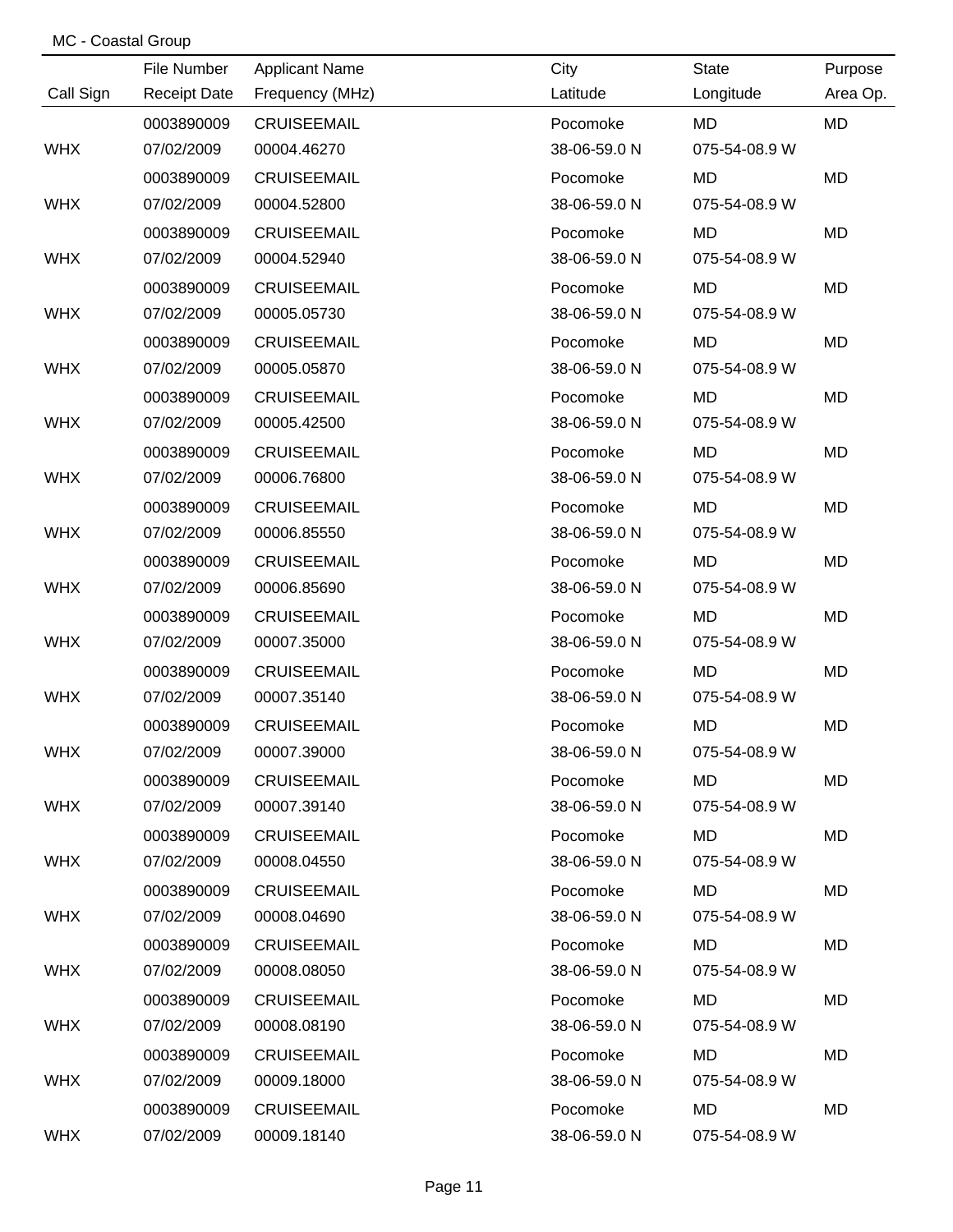MC - Coastal Group

| Call Sign | File Number<br>Receipt Date | Applicant Name<br>Frequency (MHz) | City<br>Latitude | State<br>Longitude | Purpose<br>Area Op. |
|---|---|---|---|---|---|
| WHX | 0003890009<br>07/02/2009 | CRUISEEMAIL<br>00004.46270 | Pocomoke<br>38-06-59.0 N | MD<br>075-54-08.9 W | MD |
| WHX | 0003890009<br>07/02/2009 | CRUISEEMAIL<br>00004.52800 | Pocomoke<br>38-06-59.0 N | MD<br>075-54-08.9 W | MD |
| WHX | 0003890009<br>07/02/2009 | CRUISEEMAIL<br>00004.52940 | Pocomoke<br>38-06-59.0 N | MD<br>075-54-08.9 W | MD |
| WHX | 0003890009<br>07/02/2009 | CRUISEEMAIL<br>00005.05730 | Pocomoke<br>38-06-59.0 N | MD<br>075-54-08.9 W | MD |
| WHX | 0003890009<br>07/02/2009 | CRUISEEMAIL<br>00005.05870 | Pocomoke<br>38-06-59.0 N | MD<br>075-54-08.9 W | MD |
| WHX | 0003890009<br>07/02/2009 | CRUISEEMAIL<br>00005.42500 | Pocomoke<br>38-06-59.0 N | MD<br>075-54-08.9 W | MD |
| WHX | 0003890009<br>07/02/2009 | CRUISEEMAIL<br>00006.76800 | Pocomoke<br>38-06-59.0 N | MD<br>075-54-08.9 W | MD |
| WHX | 0003890009<br>07/02/2009 | CRUISEEMAIL<br>00006.85550 | Pocomoke<br>38-06-59.0 N | MD<br>075-54-08.9 W | MD |
| WHX | 0003890009<br>07/02/2009 | CRUISEEMAIL<br>00006.85690 | Pocomoke<br>38-06-59.0 N | MD<br>075-54-08.9 W | MD |
| WHX | 0003890009<br>07/02/2009 | CRUISEEMAIL<br>00007.35000 | Pocomoke<br>38-06-59.0 N | MD<br>075-54-08.9 W | MD |
| WHX | 0003890009<br>07/02/2009 | CRUISEEMAIL<br>00007.35140 | Pocomoke<br>38-06-59.0 N | MD<br>075-54-08.9 W | MD |
| WHX | 0003890009<br>07/02/2009 | CRUISEEMAIL<br>00007.39000 | Pocomoke<br>38-06-59.0 N | MD<br>075-54-08.9 W | MD |
| WHX | 0003890009<br>07/02/2009 | CRUISEEMAIL<br>00007.39140 | Pocomoke<br>38-06-59.0 N | MD<br>075-54-08.9 W | MD |
| WHX | 0003890009<br>07/02/2009 | CRUISEEMAIL<br>00008.04550 | Pocomoke<br>38-06-59.0 N | MD<br>075-54-08.9 W | MD |
| WHX | 0003890009<br>07/02/2009 | CRUISEEMAIL<br>00008.04690 | Pocomoke<br>38-06-59.0 N | MD<br>075-54-08.9 W | MD |
| WHX | 0003890009<br>07/02/2009 | CRUISEEMAIL<br>00008.08050 | Pocomoke<br>38-06-59.0 N | MD<br>075-54-08.9 W | MD |
| WHX | 0003890009<br>07/02/2009 | CRUISEEMAIL<br>00008.08190 | Pocomoke<br>38-06-59.0 N | MD<br>075-54-08.9 W | MD |
| WHX | 0003890009<br>07/02/2009 | CRUISEEMAIL<br>00009.18000 | Pocomoke<br>38-06-59.0 N | MD<br>075-54-08.9 W | MD |
| WHX | 0003890009<br>07/02/2009 | CRUISEEMAIL<br>00009.18140 | Pocomoke<br>38-06-59.0 N | MD<br>075-54-08.9 W | MD |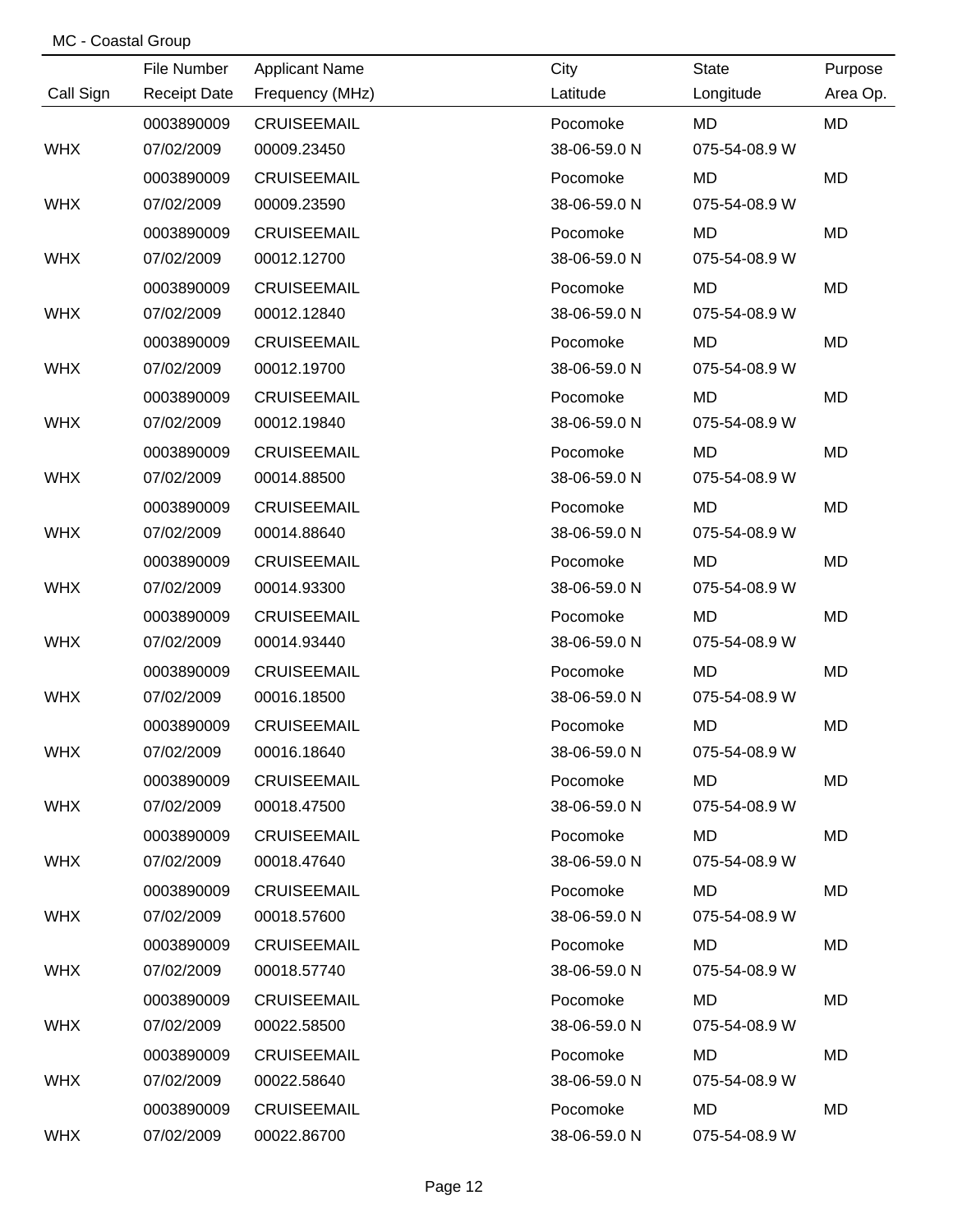MC - Coastal Group

| Call Sign | File Number<br>Receipt Date | Applicant Name<br>Frequency (MHz) | City<br>Latitude | State<br>Longitude | Purpose<br>Area Op. |
|---|---|---|---|---|---|
| WHX | 0003890009<br>07/02/2009 | CRUISEEMAIL<br>00009.23450 | Pocomoke<br>38-06-59.0 N | MD<br>075-54-08.9 W | MD |
| WHX | 0003890009<br>07/02/2009 | CRUISEEMAIL<br>00009.23590 | Pocomoke<br>38-06-59.0 N | MD<br>075-54-08.9 W | MD |
| WHX | 0003890009<br>07/02/2009 | CRUISEEMAIL<br>00012.12700 | Pocomoke<br>38-06-59.0 N | MD<br>075-54-08.9 W | MD |
| WHX | 0003890009<br>07/02/2009 | CRUISEEMAIL<br>00012.12840 | Pocomoke<br>38-06-59.0 N | MD<br>075-54-08.9 W | MD |
| WHX | 0003890009<br>07/02/2009 | CRUISEEMAIL<br>00012.19700 | Pocomoke<br>38-06-59.0 N | MD<br>075-54-08.9 W | MD |
| WHX | 0003890009<br>07/02/2009 | CRUISEEMAIL<br>00012.19840 | Pocomoke<br>38-06-59.0 N | MD<br>075-54-08.9 W | MD |
| WHX | 0003890009<br>07/02/2009 | CRUISEEMAIL<br>00014.88500 | Pocomoke<br>38-06-59.0 N | MD<br>075-54-08.9 W | MD |
| WHX | 0003890009<br>07/02/2009 | CRUISEEMAIL<br>00014.88640 | Pocomoke<br>38-06-59.0 N | MD<br>075-54-08.9 W | MD |
| WHX | 0003890009<br>07/02/2009 | CRUISEEMAIL<br>00014.93300 | Pocomoke<br>38-06-59.0 N | MD<br>075-54-08.9 W | MD |
| WHX | 0003890009<br>07/02/2009 | CRUISEEMAIL<br>00014.93440 | Pocomoke<br>38-06-59.0 N | MD<br>075-54-08.9 W | MD |
| WHX | 0003890009<br>07/02/2009 | CRUISEEMAIL<br>00016.18500 | Pocomoke<br>38-06-59.0 N | MD<br>075-54-08.9 W | MD |
| WHX | 0003890009<br>07/02/2009 | CRUISEEMAIL<br>00016.18640 | Pocomoke<br>38-06-59.0 N | MD<br>075-54-08.9 W | MD |
| WHX | 0003890009<br>07/02/2009 | CRUISEEMAIL<br>00018.47500 | Pocomoke<br>38-06-59.0 N | MD<br>075-54-08.9 W | MD |
| WHX | 0003890009<br>07/02/2009 | CRUISEEMAIL<br>00018.47640 | Pocomoke<br>38-06-59.0 N | MD<br>075-54-08.9 W | MD |
| WHX | 0003890009<br>07/02/2009 | CRUISEEMAIL<br>00018.57600 | Pocomoke<br>38-06-59.0 N | MD<br>075-54-08.9 W | MD |
| WHX | 0003890009<br>07/02/2009 | CRUISEEMAIL<br>00018.57740 | Pocomoke<br>38-06-59.0 N | MD<br>075-54-08.9 W | MD |
| WHX | 0003890009<br>07/02/2009 | CRUISEEMAIL<br>00022.58500 | Pocomoke<br>38-06-59.0 N | MD<br>075-54-08.9 W | MD |
| WHX | 0003890009<br>07/02/2009 | CRUISEEMAIL<br>00022.58640 | Pocomoke<br>38-06-59.0 N | MD<br>075-54-08.9 W | MD |
| WHX | 0003890009<br>07/02/2009 | CRUISEEMAIL<br>00022.86700 | Pocomoke<br>38-06-59.0 N | MD<br>075-54-08.9 W | MD |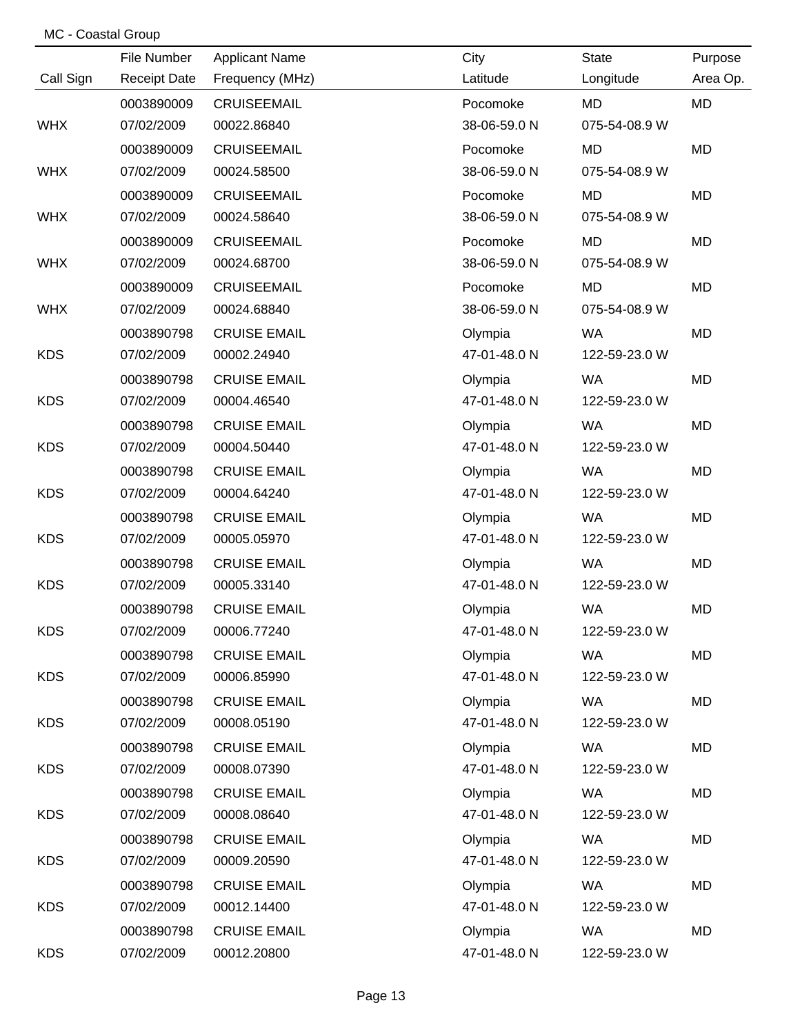MC - Coastal Group

| Call Sign | File Number / Receipt Date | Applicant Name / Frequency (MHz) | City / Latitude | State / Longitude | Purpose / Area Op. |
|---|---|---|---|---|---|
| | 0003890009 | CRUISEEMAIL | Pocomoke | MD | MD |
| WHX | 07/02/2009 | 00022.86840 | 38-06-59.0 N | 075-54-08.9 W | |
| | 0003890009 | CRUISEEMAIL | Pocomoke | MD | MD |
| WHX | 07/02/2009 | 00024.58500 | 38-06-59.0 N | 075-54-08.9 W | |
| | 0003890009 | CRUISEEMAIL | Pocomoke | MD | MD |
| WHX | 07/02/2009 | 00024.58640 | 38-06-59.0 N | 075-54-08.9 W | |
| | 0003890009 | CRUISEEMAIL | Pocomoke | MD | MD |
| WHX | 07/02/2009 | 00024.68700 | 38-06-59.0 N | 075-54-08.9 W | |
| | 0003890009 | CRUISEEMAIL | Pocomoke | MD | MD |
| WHX | 07/02/2009 | 00024.68840 | 38-06-59.0 N | 075-54-08.9 W | |
| | 0003890798 | CRUISE EMAIL | Olympia | WA | MD |
| KDS | 07/02/2009 | 00002.24940 | 47-01-48.0 N | 122-59-23.0 W | |
| | 0003890798 | CRUISE EMAIL | Olympia | WA | MD |
| KDS | 07/02/2009 | 00004.46540 | 47-01-48.0 N | 122-59-23.0 W | |
| | 0003890798 | CRUISE EMAIL | Olympia | WA | MD |
| KDS | 07/02/2009 | 00004.50440 | 47-01-48.0 N | 122-59-23.0 W | |
| | 0003890798 | CRUISE EMAIL | Olympia | WA | MD |
| KDS | 07/02/2009 | 00004.64240 | 47-01-48.0 N | 122-59-23.0 W | |
| | 0003890798 | CRUISE EMAIL | Olympia | WA | MD |
| KDS | 07/02/2009 | 00005.05970 | 47-01-48.0 N | 122-59-23.0 W | |
| | 0003890798 | CRUISE EMAIL | Olympia | WA | MD |
| KDS | 07/02/2009 | 00005.33140 | 47-01-48.0 N | 122-59-23.0 W | |
| | 0003890798 | CRUISE EMAIL | Olympia | WA | MD |
| KDS | 07/02/2009 | 00006.77240 | 47-01-48.0 N | 122-59-23.0 W | |
| | 0003890798 | CRUISE EMAIL | Olympia | WA | MD |
| KDS | 07/02/2009 | 00006.85990 | 47-01-48.0 N | 122-59-23.0 W | |
| | 0003890798 | CRUISE EMAIL | Olympia | WA | MD |
| KDS | 07/02/2009 | 00008.05190 | 47-01-48.0 N | 122-59-23.0 W | |
| | 0003890798 | CRUISE EMAIL | Olympia | WA | MD |
| KDS | 07/02/2009 | 00008.07390 | 47-01-48.0 N | 122-59-23.0 W | |
| | 0003890798 | CRUISE EMAIL | Olympia | WA | MD |
| KDS | 07/02/2009 | 00008.08640 | 47-01-48.0 N | 122-59-23.0 W | |
| | 0003890798 | CRUISE EMAIL | Olympia | WA | MD |
| KDS | 07/02/2009 | 00009.20590 | 47-01-48.0 N | 122-59-23.0 W | |
| | 0003890798 | CRUISE EMAIL | Olympia | WA | MD |
| KDS | 07/02/2009 | 00012.14400 | 47-01-48.0 N | 122-59-23.0 W | |
| | 0003890798 | CRUISE EMAIL | Olympia | WA | MD |
| KDS | 07/02/2009 | 00012.20800 | 47-01-48.0 N | 122-59-23.0 W | |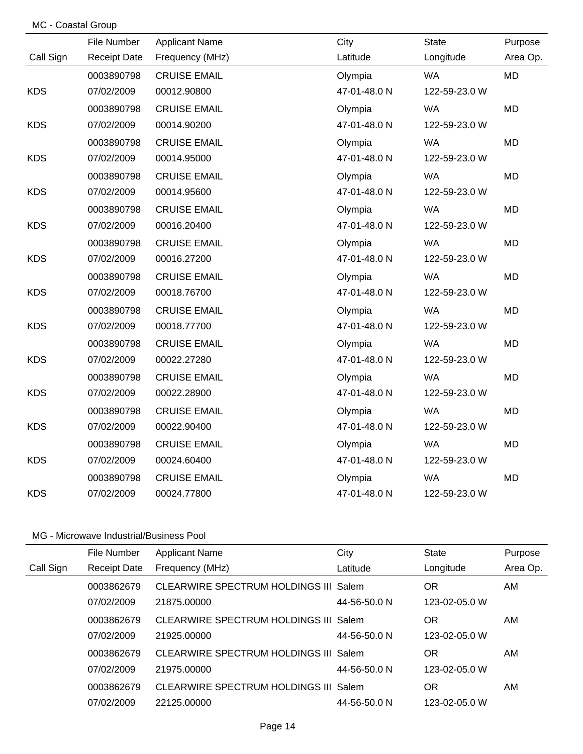MC - Coastal Group

| Call Sign | File Number<br>Receipt Date | Applicant Name<br>Frequency (MHz) | City<br>Latitude | State<br>Longitude | Purpose<br>Area Op. |
|---|---|---|---|---|---|
| KDS | 0003890798<br>07/02/2009 | CRUISE EMAIL<br>00012.90800 | Olympia<br>47-01-48.0 N | WA<br>122-59-23.0 W | MD |
| KDS | 0003890798<br>07/02/2009 | CRUISE EMAIL<br>00014.90200 | Olympia<br>47-01-48.0 N | WA<br>122-59-23.0 W | MD |
| KDS | 0003890798<br>07/02/2009 | CRUISE EMAIL<br>00014.95000 | Olympia<br>47-01-48.0 N | WA<br>122-59-23.0 W | MD |
| KDS | 0003890798<br>07/02/2009 | CRUISE EMAIL<br>00014.95600 | Olympia<br>47-01-48.0 N | WA<br>122-59-23.0 W | MD |
| KDS | 0003890798<br>07/02/2009 | CRUISE EMAIL<br>00016.20400 | Olympia<br>47-01-48.0 N | WA<br>122-59-23.0 W | MD |
| KDS | 0003890798<br>07/02/2009 | CRUISE EMAIL<br>00016.27200 | Olympia<br>47-01-48.0 N | WA<br>122-59-23.0 W | MD |
| KDS | 0003890798<br>07/02/2009 | CRUISE EMAIL<br>00018.76700 | Olympia<br>47-01-48.0 N | WA<br>122-59-23.0 W | MD |
| KDS | 0003890798<br>07/02/2009 | CRUISE EMAIL<br>00018.77700 | Olympia<br>47-01-48.0 N | WA<br>122-59-23.0 W | MD |
| KDS | 0003890798<br>07/02/2009 | CRUISE EMAIL<br>00022.27280 | Olympia<br>47-01-48.0 N | WA<br>122-59-23.0 W | MD |
| KDS | 0003890798<br>07/02/2009 | CRUISE EMAIL<br>00022.28900 | Olympia<br>47-01-48.0 N | WA<br>122-59-23.0 W | MD |
| KDS | 0003890798<br>07/02/2009 | CRUISE EMAIL<br>00022.90400 | Olympia<br>47-01-48.0 N | WA<br>122-59-23.0 W | MD |
| KDS | 0003890798<br>07/02/2009 | CRUISE EMAIL<br>00024.60400 | Olympia<br>47-01-48.0 N | WA<br>122-59-23.0 W | MD |
| KDS | 0003890798<br>07/02/2009 | CRUISE EMAIL<br>00024.77800 | Olympia<br>47-01-48.0 N | WA<br>122-59-23.0 W | MD |

MG - Microwave Industrial/Business Pool

| Call Sign | File Number<br>Receipt Date | Applicant Name<br>Frequency (MHz) | City<br>Latitude | State<br>Longitude | Purpose<br>Area Op. |
|---|---|---|---|---|---|
| | 0003862679<br>07/02/2009 | CLEARWIRE SPECTRUM HOLDINGS III<br>21875.00000 | Salem<br>44-56-50.0 N | OR<br>123-02-05.0 W | AM |
| | 0003862679<br>07/02/2009 | CLEARWIRE SPECTRUM HOLDINGS III<br>21925.00000 | Salem<br>44-56-50.0 N | OR<br>123-02-05.0 W | AM |
| | 0003862679<br>07/02/2009 | CLEARWIRE SPECTRUM HOLDINGS III<br>21975.00000 | Salem<br>44-56-50.0 N | OR<br>123-02-05.0 W | AM |
| | 0003862679<br>07/02/2009 | CLEARWIRE SPECTRUM HOLDINGS III<br>22125.00000 | Salem<br>44-56-50.0 N | OR<br>123-02-05.0 W | AM |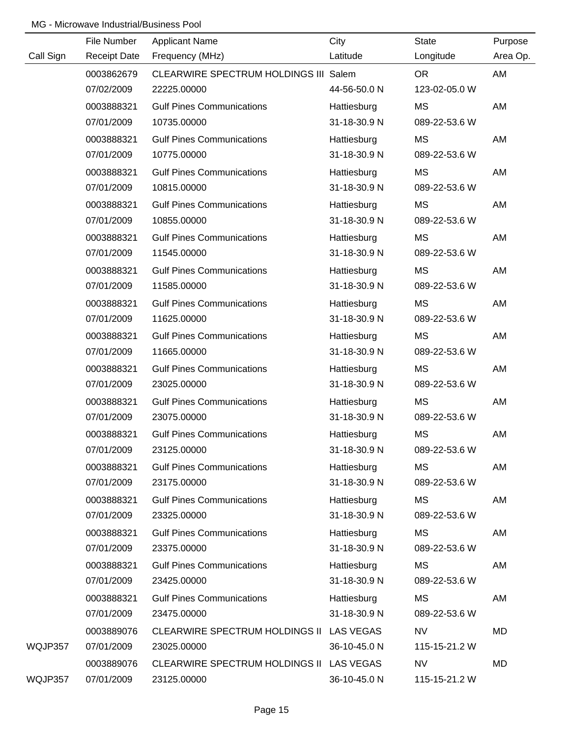MG - Microwave Industrial/Business Pool

| Call Sign | File Number<br>Receipt Date | Applicant Name<br>Frequency (MHz) | City<br>Latitude | State<br>Longitude | Purpose<br>Area Op. |
|---|---|---|---|---|---|
| | 0003862679<br>07/02/2009 | CLEARWIRE SPECTRUM HOLDINGS III<br>22225.00000 | Salem<br>44-56-50.0 N | OR<br>123-02-05.0 W | AM |
| | 0003888321<br>07/01/2009 | Gulf Pines Communications<br>10735.00000 | Hattiesburg<br>31-18-30.9 N | MS<br>089-22-53.6 W | AM |
| | 0003888321<br>07/01/2009 | Gulf Pines Communications<br>10775.00000 | Hattiesburg<br>31-18-30.9 N | MS<br>089-22-53.6 W | AM |
| | 0003888321<br>07/01/2009 | Gulf Pines Communications<br>10815.00000 | Hattiesburg<br>31-18-30.9 N | MS<br>089-22-53.6 W | AM |
| | 0003888321<br>07/01/2009 | Gulf Pines Communications<br>10855.00000 | Hattiesburg<br>31-18-30.9 N | MS<br>089-22-53.6 W | AM |
| | 0003888321<br>07/01/2009 | Gulf Pines Communications<br>11545.00000 | Hattiesburg<br>31-18-30.9 N | MS<br>089-22-53.6 W | AM |
| | 0003888321<br>07/01/2009 | Gulf Pines Communications<br>11585.00000 | Hattiesburg<br>31-18-30.9 N | MS<br>089-22-53.6 W | AM |
| | 0003888321<br>07/01/2009 | Gulf Pines Communications<br>11625.00000 | Hattiesburg<br>31-18-30.9 N | MS<br>089-22-53.6 W | AM |
| | 0003888321<br>07/01/2009 | Gulf Pines Communications<br>11665.00000 | Hattiesburg<br>31-18-30.9 N | MS<br>089-22-53.6 W | AM |
| | 0003888321<br>07/01/2009 | Gulf Pines Communications<br>23025.00000 | Hattiesburg<br>31-18-30.9 N | MS<br>089-22-53.6 W | AM |
| | 0003888321<br>07/01/2009 | Gulf Pines Communications<br>23075.00000 | Hattiesburg<br>31-18-30.9 N | MS<br>089-22-53.6 W | AM |
| | 0003888321<br>07/01/2009 | Gulf Pines Communications<br>23125.00000 | Hattiesburg<br>31-18-30.9 N | MS<br>089-22-53.6 W | AM |
| | 0003888321<br>07/01/2009 | Gulf Pines Communications<br>23175.00000 | Hattiesburg<br>31-18-30.9 N | MS<br>089-22-53.6 W | AM |
| | 0003888321<br>07/01/2009 | Gulf Pines Communications<br>23325.00000 | Hattiesburg<br>31-18-30.9 N | MS<br>089-22-53.6 W | AM |
| | 0003888321<br>07/01/2009 | Gulf Pines Communications<br>23375.00000 | Hattiesburg<br>31-18-30.9 N | MS<br>089-22-53.6 W | AM |
| | 0003888321<br>07/01/2009 | Gulf Pines Communications<br>23425.00000 | Hattiesburg<br>31-18-30.9 N | MS<br>089-22-53.6 W | AM |
| | 0003888321<br>07/01/2009 | Gulf Pines Communications<br>23475.00000 | Hattiesburg<br>31-18-30.9 N | MS<br>089-22-53.6 W | AM |
| WQJP357 | 0003889076<br>07/01/2009 | CLEARWIRE SPECTRUM HOLDINGS II<br>23025.00000 | LAS VEGAS<br>36-10-45.0 N | NV<br>115-15-21.2 W | MD |
| WQJP357 | 0003889076<br>07/01/2009 | CLEARWIRE SPECTRUM HOLDINGS II<br>23125.00000 | LAS VEGAS<br>36-10-45.0 N | NV<br>115-15-21.2 W | MD |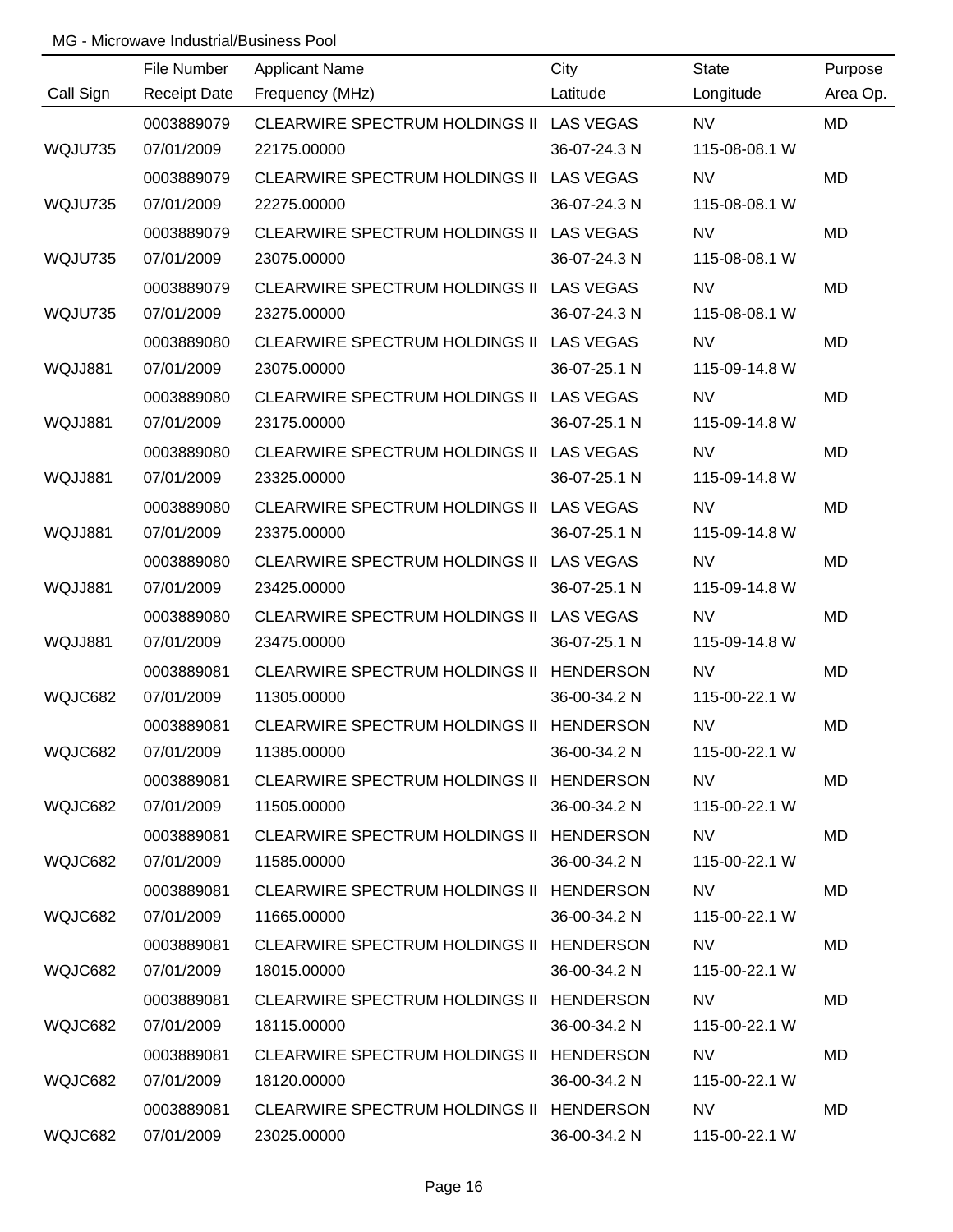MG - Microwave Industrial/Business Pool

| Call Sign | File Number / Receipt Date | Applicant Name / Frequency (MHz) | City / Latitude | State / Longitude | Purpose / Area Op. |
| --- | --- | --- | --- | --- | --- |
| WQJU735 | 0003889079 / 07/01/2009 | CLEARWIRE SPECTRUM HOLDINGS II / 22175.00000 | LAS VEGAS / 36-07-24.3 N | NV / 115-08-08.1 W | MD |
| WQJU735 | 0003889079 / 07/01/2009 | CLEARWIRE SPECTRUM HOLDINGS II / 22275.00000 | LAS VEGAS / 36-07-24.3 N | NV / 115-08-08.1 W | MD |
| WQJU735 | 0003889079 / 07/01/2009 | CLEARWIRE SPECTRUM HOLDINGS II / 23075.00000 | LAS VEGAS / 36-07-24.3 N | NV / 115-08-08.1 W | MD |
| WQJU735 | 0003889079 / 07/01/2009 | CLEARWIRE SPECTRUM HOLDINGS II / 23275.00000 | LAS VEGAS / 36-07-24.3 N | NV / 115-08-08.1 W | MD |
| WQJJ881 | 0003889080 / 07/01/2009 | CLEARWIRE SPECTRUM HOLDINGS II / 23075.00000 | LAS VEGAS / 36-07-25.1 N | NV / 115-09-14.8 W | MD |
| WQJJ881 | 0003889080 / 07/01/2009 | CLEARWIRE SPECTRUM HOLDINGS II / 23175.00000 | LAS VEGAS / 36-07-25.1 N | NV / 115-09-14.8 W | MD |
| WQJJ881 | 0003889080 / 07/01/2009 | CLEARWIRE SPECTRUM HOLDINGS II / 23325.00000 | LAS VEGAS / 36-07-25.1 N | NV / 115-09-14.8 W | MD |
| WQJJ881 | 0003889080 / 07/01/2009 | CLEARWIRE SPECTRUM HOLDINGS II / 23375.00000 | LAS VEGAS / 36-07-25.1 N | NV / 115-09-14.8 W | MD |
| WQJJ881 | 0003889080 / 07/01/2009 | CLEARWIRE SPECTRUM HOLDINGS II / 23425.00000 | LAS VEGAS / 36-07-25.1 N | NV / 115-09-14.8 W | MD |
| WQJJ881 | 0003889080 / 07/01/2009 | CLEARWIRE SPECTRUM HOLDINGS II / 23475.00000 | LAS VEGAS / 36-07-25.1 N | NV / 115-09-14.8 W | MD |
| WQJC682 | 0003889081 / 07/01/2009 | CLEARWIRE SPECTRUM HOLDINGS II / 11305.00000 | HENDERSON / 36-00-34.2 N | NV / 115-00-22.1 W | MD |
| WQJC682 | 0003889081 / 07/01/2009 | CLEARWIRE SPECTRUM HOLDINGS II / 11385.00000 | HENDERSON / 36-00-34.2 N | NV / 115-00-22.1 W | MD |
| WQJC682 | 0003889081 / 07/01/2009 | CLEARWIRE SPECTRUM HOLDINGS II / 11505.00000 | HENDERSON / 36-00-34.2 N | NV / 115-00-22.1 W | MD |
| WQJC682 | 0003889081 / 07/01/2009 | CLEARWIRE SPECTRUM HOLDINGS II / 11585.00000 | HENDERSON / 36-00-34.2 N | NV / 115-00-22.1 W | MD |
| WQJC682 | 0003889081 / 07/01/2009 | CLEARWIRE SPECTRUM HOLDINGS II / 11665.00000 | HENDERSON / 36-00-34.2 N | NV / 115-00-22.1 W | MD |
| WQJC682 | 0003889081 / 07/01/2009 | CLEARWIRE SPECTRUM HOLDINGS II / 18015.00000 | HENDERSON / 36-00-34.2 N | NV / 115-00-22.1 W | MD |
| WQJC682 | 0003889081 / 07/01/2009 | CLEARWIRE SPECTRUM HOLDINGS II / 18115.00000 | HENDERSON / 36-00-34.2 N | NV / 115-00-22.1 W | MD |
| WQJC682 | 0003889081 / 07/01/2009 | CLEARWIRE SPECTRUM HOLDINGS II / 18120.00000 | HENDERSON / 36-00-34.2 N | NV / 115-00-22.1 W | MD |
| WQJC682 | 0003889081 / 07/01/2009 | CLEARWIRE SPECTRUM HOLDINGS II / 23025.00000 | HENDERSON / 36-00-34.2 N | NV / 115-00-22.1 W | MD |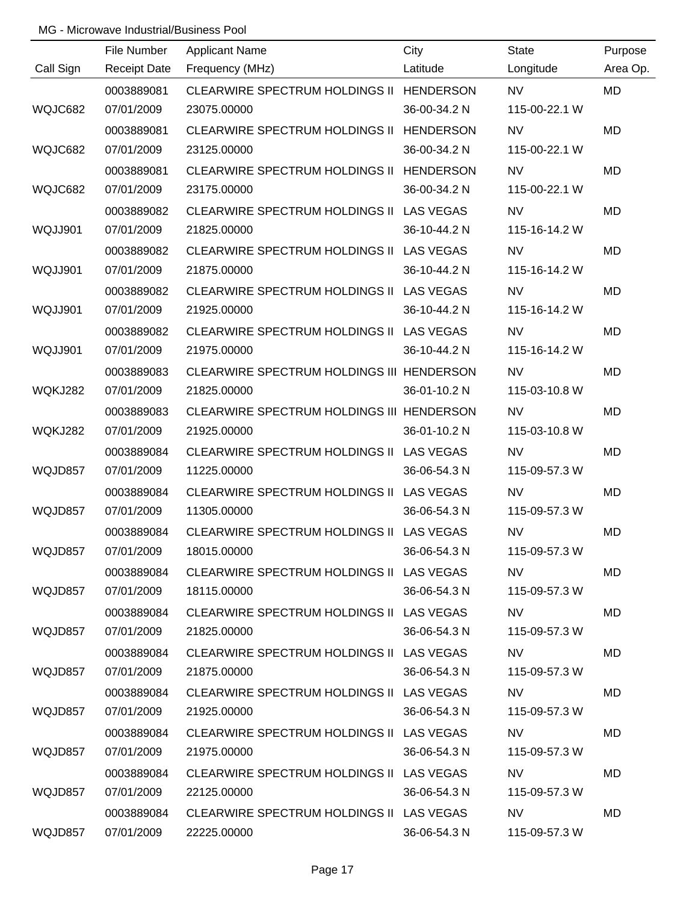MG - Microwave Industrial/Business Pool

| Call Sign | File Number / Receipt Date | Applicant Name / Frequency (MHz) | City / Latitude | State / Longitude | Purpose / Area Op. |
|---|---|---|---|---|---|
| WQJC682 | 0003889081 / 07/01/2009 | CLEARWIRE SPECTRUM HOLDINGS II / 23075.00000 | HENDERSON / 36-00-34.2 N | NV / 115-00-22.1 W | MD |
| WQJC682 | 0003889081 / 07/01/2009 | CLEARWIRE SPECTRUM HOLDINGS II / 23125.00000 | HENDERSON / 36-00-34.2 N | NV / 115-00-22.1 W | MD |
| WQJC682 | 0003889081 / 07/01/2009 | CLEARWIRE SPECTRUM HOLDINGS II / 23175.00000 | HENDERSON / 36-00-34.2 N | NV / 115-00-22.1 W | MD |
| WQJJ901 | 0003889082 / 07/01/2009 | CLEARWIRE SPECTRUM HOLDINGS II / 21825.00000 | LAS VEGAS / 36-10-44.2 N | NV / 115-16-14.2 W | MD |
| WQJJ901 | 0003889082 / 07/01/2009 | CLEARWIRE SPECTRUM HOLDINGS II / 21875.00000 | LAS VEGAS / 36-10-44.2 N | NV / 115-16-14.2 W | MD |
| WQJJ901 | 0003889082 / 07/01/2009 | CLEARWIRE SPECTRUM HOLDINGS II / 21925.00000 | LAS VEGAS / 36-10-44.2 N | NV / 115-16-14.2 W | MD |
| WQJJ901 | 0003889082 / 07/01/2009 | CLEARWIRE SPECTRUM HOLDINGS II / 21975.00000 | LAS VEGAS / 36-10-44.2 N | NV / 115-16-14.2 W | MD |
| WQKJ282 | 0003889083 / 07/01/2009 | CLEARWIRE SPECTRUM HOLDINGS III / 21825.00000 | HENDERSON / 36-01-10.2 N | NV / 115-03-10.8 W | MD |
| WQKJ282 | 0003889083 / 07/01/2009 | CLEARWIRE SPECTRUM HOLDINGS III / 21925.00000 | HENDERSON / 36-01-10.2 N | NV / 115-03-10.8 W | MD |
| WQJD857 | 0003889084 / 07/01/2009 | CLEARWIRE SPECTRUM HOLDINGS II / 11225.00000 | LAS VEGAS / 36-06-54.3 N | NV / 115-09-57.3 W | MD |
| WQJD857 | 0003889084 / 07/01/2009 | CLEARWIRE SPECTRUM HOLDINGS II / 11305.00000 | LAS VEGAS / 36-06-54.3 N | NV / 115-09-57.3 W | MD |
| WQJD857 | 0003889084 / 07/01/2009 | CLEARWIRE SPECTRUM HOLDINGS II / 18015.00000 | LAS VEGAS / 36-06-54.3 N | NV / 115-09-57.3 W | MD |
| WQJD857 | 0003889084 / 07/01/2009 | CLEARWIRE SPECTRUM HOLDINGS II / 18115.00000 | LAS VEGAS / 36-06-54.3 N | NV / 115-09-57.3 W | MD |
| WQJD857 | 0003889084 / 07/01/2009 | CLEARWIRE SPECTRUM HOLDINGS II / 21825.00000 | LAS VEGAS / 36-06-54.3 N | NV / 115-09-57.3 W | MD |
| WQJD857 | 0003889084 / 07/01/2009 | CLEARWIRE SPECTRUM HOLDINGS II / 21875.00000 | LAS VEGAS / 36-06-54.3 N | NV / 115-09-57.3 W | MD |
| WQJD857 | 0003889084 / 07/01/2009 | CLEARWIRE SPECTRUM HOLDINGS II / 21925.00000 | LAS VEGAS / 36-06-54.3 N | NV / 115-09-57.3 W | MD |
| WQJD857 | 0003889084 / 07/01/2009 | CLEARWIRE SPECTRUM HOLDINGS II / 21975.00000 | LAS VEGAS / 36-06-54.3 N | NV / 115-09-57.3 W | MD |
| WQJD857 | 0003889084 / 07/01/2009 | CLEARWIRE SPECTRUM HOLDINGS II / 22125.00000 | LAS VEGAS / 36-06-54.3 N | NV / 115-09-57.3 W | MD |
| WQJD857 | 0003889084 / 07/01/2009 | CLEARWIRE SPECTRUM HOLDINGS II / 22225.00000 | LAS VEGAS / 36-06-54.3 N | NV / 115-09-57.3 W | MD |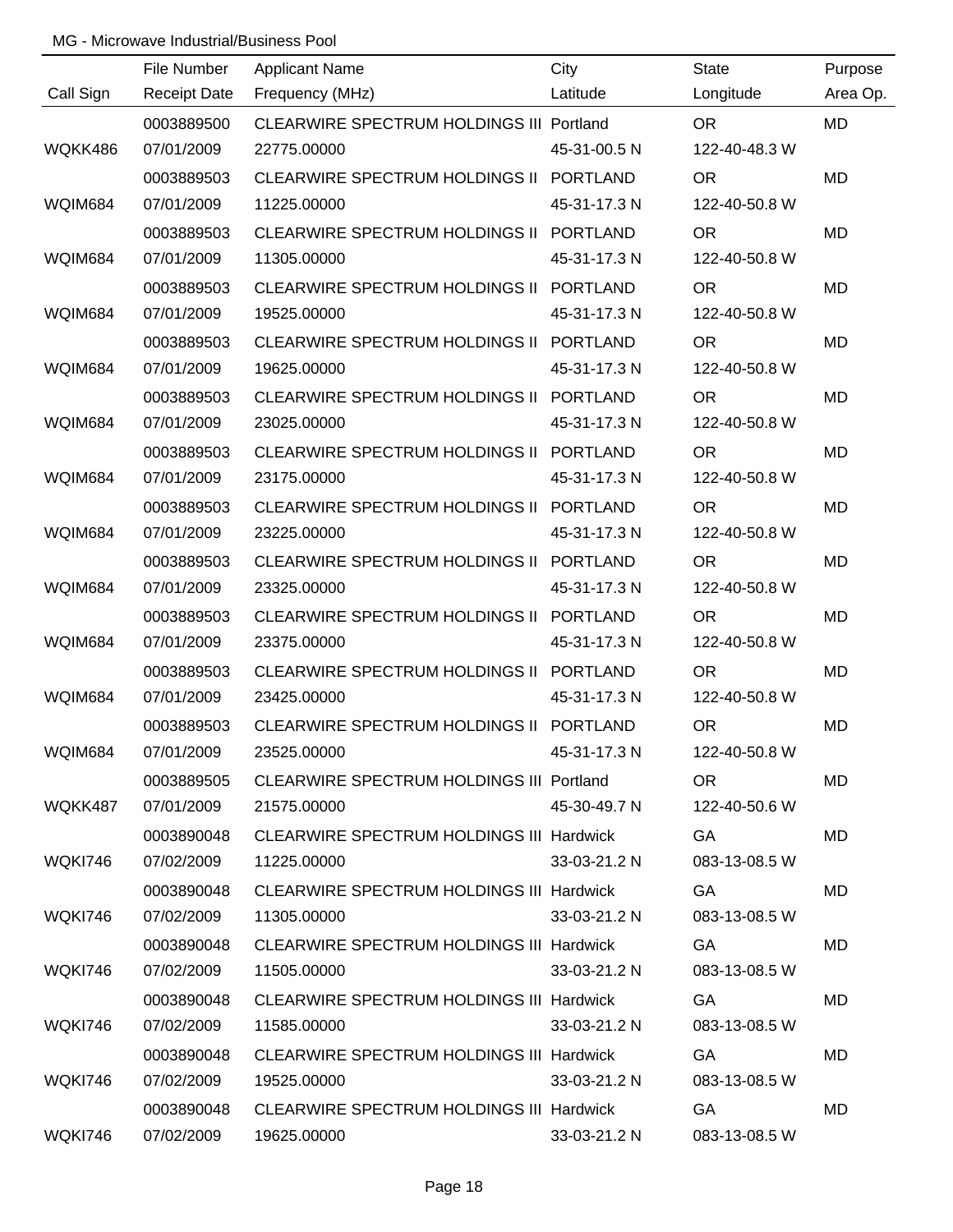MG - Microwave Industrial/Business Pool

| Call Sign | File Number / Receipt Date | Applicant Name / Frequency (MHz) | City / Latitude | State / Longitude | Purpose / Area Op. |
|---|---|---|---|---|---|
| | 0003889500 | CLEARWIRE SPECTRUM HOLDINGS III | Portland | OR | MD |
| WQKK486 | 07/01/2009 | 22775.00000 | 45-31-00.5 N | 122-40-48.3 W | |
| | 0003889503 | CLEARWIRE SPECTRUM HOLDINGS II | PORTLAND | OR | MD |
| WQIM684 | 07/01/2009 | 11225.00000 | 45-31-17.3 N | 122-40-50.8 W | |
| | 0003889503 | CLEARWIRE SPECTRUM HOLDINGS II | PORTLAND | OR | MD |
| WQIM684 | 07/01/2009 | 11305.00000 | 45-31-17.3 N | 122-40-50.8 W | |
| | 0003889503 | CLEARWIRE SPECTRUM HOLDINGS II | PORTLAND | OR | MD |
| WQIM684 | 07/01/2009 | 19525.00000 | 45-31-17.3 N | 122-40-50.8 W | |
| | 0003889503 | CLEARWIRE SPECTRUM HOLDINGS II | PORTLAND | OR | MD |
| WQIM684 | 07/01/2009 | 19625.00000 | 45-31-17.3 N | 122-40-50.8 W | |
| | 0003889503 | CLEARWIRE SPECTRUM HOLDINGS II | PORTLAND | OR | MD |
| WQIM684 | 07/01/2009 | 23025.00000 | 45-31-17.3 N | 122-40-50.8 W | |
| | 0003889503 | CLEARWIRE SPECTRUM HOLDINGS II | PORTLAND | OR | MD |
| WQIM684 | 07/01/2009 | 23175.00000 | 45-31-17.3 N | 122-40-50.8 W | |
| | 0003889503 | CLEARWIRE SPECTRUM HOLDINGS II | PORTLAND | OR | MD |
| WQIM684 | 07/01/2009 | 23225.00000 | 45-31-17.3 N | 122-40-50.8 W | |
| | 0003889503 | CLEARWIRE SPECTRUM HOLDINGS II | PORTLAND | OR | MD |
| WQIM684 | 07/01/2009 | 23325.00000 | 45-31-17.3 N | 122-40-50.8 W | |
| | 0003889503 | CLEARWIRE SPECTRUM HOLDINGS II | PORTLAND | OR | MD |
| WQIM684 | 07/01/2009 | 23375.00000 | 45-31-17.3 N | 122-40-50.8 W | |
| | 0003889503 | CLEARWIRE SPECTRUM HOLDINGS II | PORTLAND | OR | MD |
| WQIM684 | 07/01/2009 | 23425.00000 | 45-31-17.3 N | 122-40-50.8 W | |
| | 0003889503 | CLEARWIRE SPECTRUM HOLDINGS II | PORTLAND | OR | MD |
| WQIM684 | 07/01/2009 | 23525.00000 | 45-31-17.3 N | 122-40-50.8 W | |
| | 0003889505 | CLEARWIRE SPECTRUM HOLDINGS III | Portland | OR | MD |
| WQKK487 | 07/01/2009 | 21575.00000 | 45-30-49.7 N | 122-40-50.6 W | |
| | 0003890048 | CLEARWIRE SPECTRUM HOLDINGS III | Hardwick | GA | MD |
| WQKI746 | 07/02/2009 | 11225.00000 | 33-03-21.2 N | 083-13-08.5 W | |
| | 0003890048 | CLEARWIRE SPECTRUM HOLDINGS III | Hardwick | GA | MD |
| WQKI746 | 07/02/2009 | 11305.00000 | 33-03-21.2 N | 083-13-08.5 W | |
| | 0003890048 | CLEARWIRE SPECTRUM HOLDINGS III | Hardwick | GA | MD |
| WQKI746 | 07/02/2009 | 11505.00000 | 33-03-21.2 N | 083-13-08.5 W | |
| | 0003890048 | CLEARWIRE SPECTRUM HOLDINGS III | Hardwick | GA | MD |
| WQKI746 | 07/02/2009 | 11585.00000 | 33-03-21.2 N | 083-13-08.5 W | |
| | 0003890048 | CLEARWIRE SPECTRUM HOLDINGS III | Hardwick | GA | MD |
| WQKI746 | 07/02/2009 | 19525.00000 | 33-03-21.2 N | 083-13-08.5 W | |
| | 0003890048 | CLEARWIRE SPECTRUM HOLDINGS III | Hardwick | GA | MD |
| WQKI746 | 07/02/2009 | 19625.00000 | 33-03-21.2 N | 083-13-08.5 W | |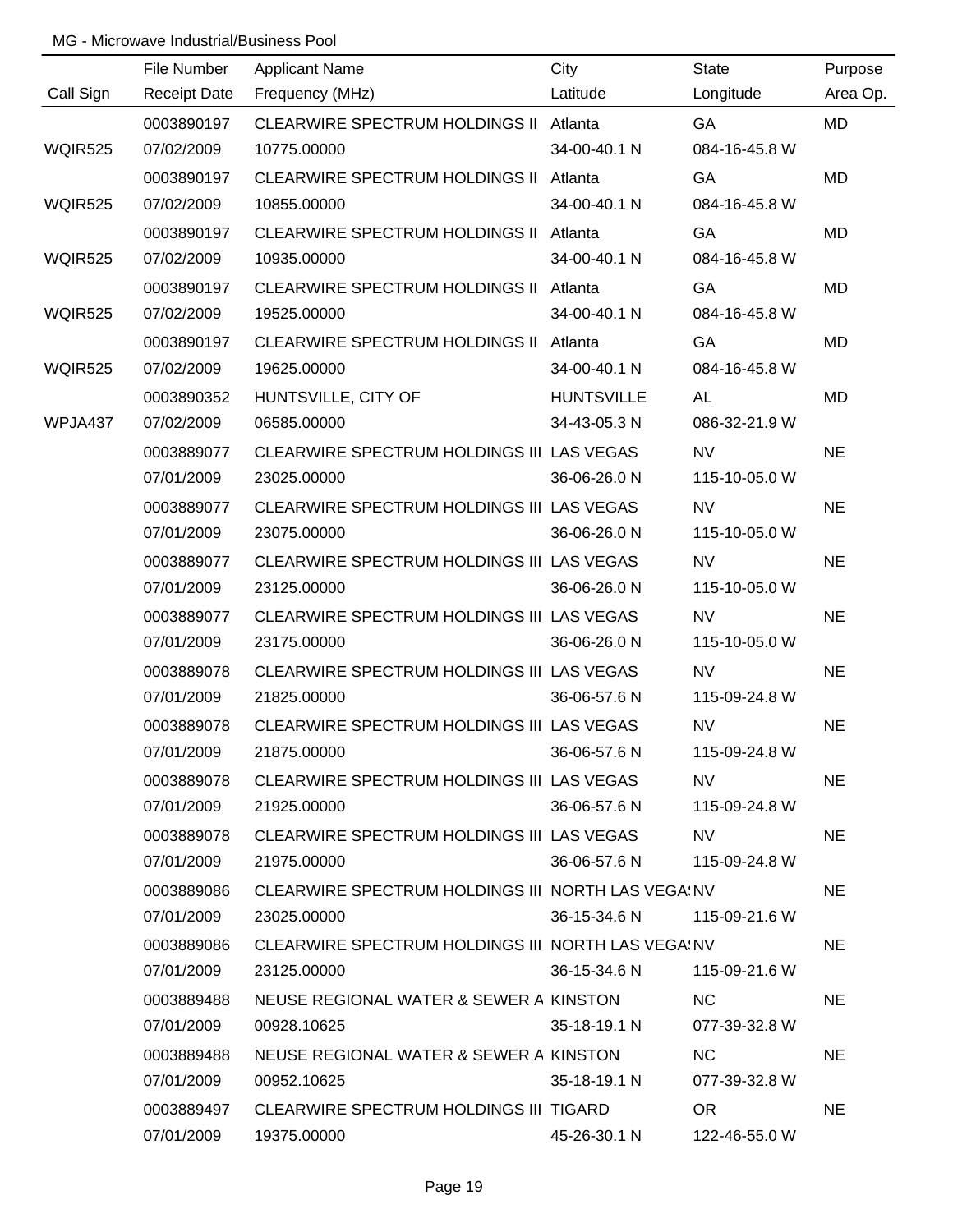MG - Microwave Industrial/Business Pool

| Call Sign | File Number / Receipt Date | Applicant Name / Frequency (MHz) | City / Latitude | State / Longitude | Purpose / Area Op. |
|---|---|---|---|---|---|
| | 0003890197 | CLEARWIRE SPECTRUM HOLDINGS II | Atlanta | GA | MD |
| WQIR525 | 07/02/2009 | 10775.00000 | 34-00-40.1 N | 084-16-45.8 W | |
| | 0003890197 | CLEARWIRE SPECTRUM HOLDINGS II | Atlanta | GA | MD |
| WQIR525 | 07/02/2009 | 10855.00000 | 34-00-40.1 N | 084-16-45.8 W | |
| | 0003890197 | CLEARWIRE SPECTRUM HOLDINGS II | Atlanta | GA | MD |
| WQIR525 | 07/02/2009 | 10935.00000 | 34-00-40.1 N | 084-16-45.8 W | |
| | 0003890197 | CLEARWIRE SPECTRUM HOLDINGS II | Atlanta | GA | MD |
| WQIR525 | 07/02/2009 | 19525.00000 | 34-00-40.1 N | 084-16-45.8 W | |
| | 0003890197 | CLEARWIRE SPECTRUM HOLDINGS II | Atlanta | GA | MD |
| WQIR525 | 07/02/2009 | 19625.00000 | 34-00-40.1 N | 084-16-45.8 W | |
| | 0003890352 | HUNTSVILLE, CITY OF | HUNTSVILLE | AL | MD |
| WPJA437 | 07/02/2009 | 06585.00000 | 34-43-05.3 N | 086-32-21.9 W | |
| | 0003889077 | CLEARWIRE SPECTRUM HOLDINGS III | LAS VEGAS | NV | NE |
| | 07/01/2009 | 23025.00000 | 36-06-26.0 N | 115-10-05.0 W | |
| | 0003889077 | CLEARWIRE SPECTRUM HOLDINGS III | LAS VEGAS | NV | NE |
| | 07/01/2009 | 23075.00000 | 36-06-26.0 N | 115-10-05.0 W | |
| | 0003889077 | CLEARWIRE SPECTRUM HOLDINGS III | LAS VEGAS | NV | NE |
| | 07/01/2009 | 23125.00000 | 36-06-26.0 N | 115-10-05.0 W | |
| | 0003889077 | CLEARWIRE SPECTRUM HOLDINGS III | LAS VEGAS | NV | NE |
| | 07/01/2009 | 23175.00000 | 36-06-26.0 N | 115-10-05.0 W | |
| | 0003889078 | CLEARWIRE SPECTRUM HOLDINGS III | LAS VEGAS | NV | NE |
| | 07/01/2009 | 21825.00000 | 36-06-57.6 N | 115-09-24.8 W | |
| | 0003889078 | CLEARWIRE SPECTRUM HOLDINGS III | LAS VEGAS | NV | NE |
| | 07/01/2009 | 21875.00000 | 36-06-57.6 N | 115-09-24.8 W | |
| | 0003889078 | CLEARWIRE SPECTRUM HOLDINGS III | LAS VEGAS | NV | NE |
| | 07/01/2009 | 21925.00000 | 36-06-57.6 N | 115-09-24.8 W | |
| | 0003889078 | CLEARWIRE SPECTRUM HOLDINGS III | LAS VEGAS | NV | NE |
| | 07/01/2009 | 21975.00000 | 36-06-57.6 N | 115-09-24.8 W | |
| | 0003889086 | CLEARWIRE SPECTRUM HOLDINGS III | NORTH LAS VEGA: | NV | NE |
| | 07/01/2009 | 23025.00000 | 36-15-34.6 N | 115-09-21.6 W | |
| | 0003889086 | CLEARWIRE SPECTRUM HOLDINGS III | NORTH LAS VEGA: | NV | NE |
| | 07/01/2009 | 23125.00000 | 36-15-34.6 N | 115-09-21.6 W | |
| | 0003889488 | NEUSE REGIONAL WATER & SEWER A | KINSTON | NC | NE |
| | 07/01/2009 | 00928.10625 | 35-18-19.1 N | 077-39-32.8 W | |
| | 0003889488 | NEUSE REGIONAL WATER & SEWER A | KINSTON | NC | NE |
| | 07/01/2009 | 00952.10625 | 35-18-19.1 N | 077-39-32.8 W | |
| | 0003889497 | CLEARWIRE SPECTRUM HOLDINGS III | TIGARD | OR | NE |
| | 07/01/2009 | 19375.00000 | 45-26-30.1 N | 122-46-55.0 W | |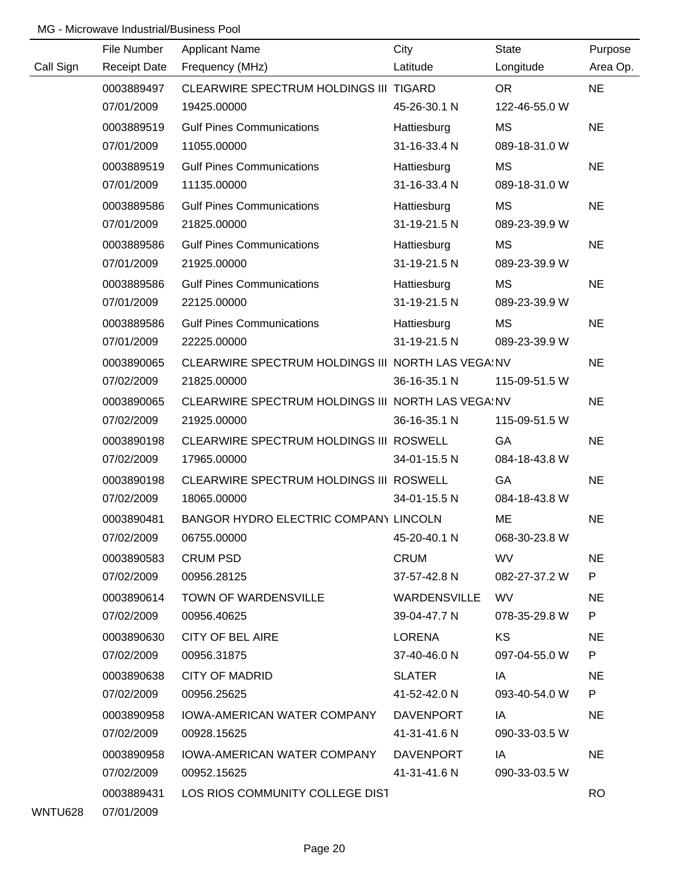MG - Microwave Industrial/Business Pool

| Call Sign | File Number<br>Receipt Date | Applicant Name<br>Frequency (MHz) | City<br>Latitude | State<br>Longitude | Purpose<br>Area Op. |
|---|---|---|---|---|---|
| | 0003889497<br>07/01/2009 | CLEARWIRE SPECTRUM HOLDINGS III<br>19425.00000 | TIGARD<br>45-26-30.1 N | OR<br>122-46-55.0 W | NE |
| | 0003889519<br>07/01/2009 | Gulf Pines Communications<br>11055.00000 | Hattiesburg<br>31-16-33.4 N | MS<br>089-18-31.0 W | NE |
| | 0003889519<br>07/01/2009 | Gulf Pines Communications<br>11135.00000 | Hattiesburg<br>31-16-33.4 N | MS<br>089-18-31.0 W | NE |
| | 0003889586<br>07/01/2009 | Gulf Pines Communications<br>21825.00000 | Hattiesburg<br>31-19-21.5 N | MS<br>089-23-39.9 W | NE |
| | 0003889586<br>07/01/2009 | Gulf Pines Communications<br>21925.00000 | Hattiesburg<br>31-19-21.5 N | MS<br>089-23-39.9 W | NE |
| | 0003889586<br>07/01/2009 | Gulf Pines Communications<br>22125.00000 | Hattiesburg<br>31-19-21.5 N | MS<br>089-23-39.9 W | NE |
| | 0003889586<br>07/01/2009 | Gulf Pines Communications<br>22225.00000 | Hattiesburg<br>31-19-21.5 N | MS<br>089-23-39.9 W | NE |
| | 0003890065<br>07/02/2009 | CLEARWIRE SPECTRUM HOLDINGS III<br>21825.00000 | NORTH LAS VEGA:<br>36-16-35.1 N | NV<br>115-09-51.5 W | NE |
| | 0003890065<br>07/02/2009 | CLEARWIRE SPECTRUM HOLDINGS III<br>21925.00000 | NORTH LAS VEGA:<br>36-16-35.1 N | NV<br>115-09-51.5 W | NE |
| | 0003890198<br>07/02/2009 | CLEARWIRE SPECTRUM HOLDINGS III<br>17965.00000 | ROSWELL<br>34-01-15.5 N | GA<br>084-18-43.8 W | NE |
| | 0003890198<br>07/02/2009 | CLEARWIRE SPECTRUM HOLDINGS III<br>18065.00000 | ROSWELL<br>34-01-15.5 N | GA<br>084-18-43.8 W | NE |
| | 0003890481<br>07/02/2009 | BANGOR HYDRO ELECTRIC COMPANY<br>06755.00000 | LINCOLN<br>45-20-40.1 N | ME<br>068-30-23.8 W | NE |
| | 0003890583<br>07/02/2009 | CRUM PSD<br>00956.28125 | CRUM<br>37-57-42.8 N | WV<br>082-27-37.2 W | NE<br>P |
| | 0003890614<br>07/02/2009 | TOWN OF WARDENSVILLE<br>00956.40625 | WARDENSVILLE<br>39-04-47.7 N | WV<br>078-35-29.8 W | NE<br>P |
| | 0003890630<br>07/02/2009 | CITY OF BEL AIRE<br>00956.31875 | LORENA<br>37-40-46.0 N | KS<br>097-04-55.0 W | NE<br>P |
| | 0003890638<br>07/02/2009 | CITY OF MADRID<br>00956.25625 | SLATER<br>41-52-42.0 N | IA<br>093-40-54.0 W | NE<br>P |
| | 0003890958<br>07/02/2009 | IOWA-AMERICAN WATER COMPANY<br>00928.15625 | DAVENPORT<br>41-31-41.6 N | IA<br>090-33-03.5 W | NE |
| | 0003890958<br>07/02/2009 | IOWA-AMERICAN WATER COMPANY<br>00952.15625 | DAVENPORT<br>41-31-41.6 N | IA<br>090-33-03.5 W | NE |
| WNTU628 | 0003889431<br>07/01/2009 | LOS RIOS COMMUNITY COLLEGE DIST | | | RO |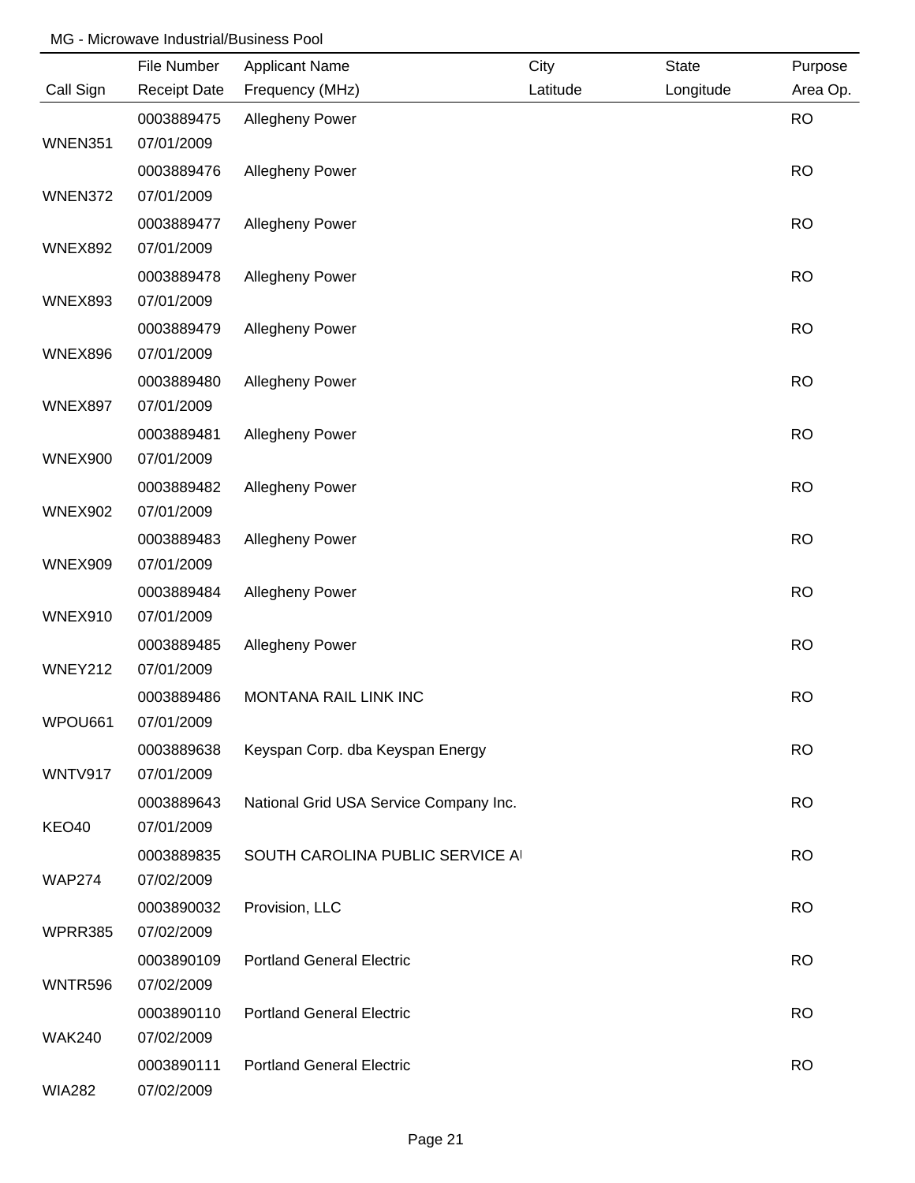MG - Microwave Industrial/Business Pool

| Call Sign | File Number / Receipt Date | Applicant Name / Frequency (MHz) | City / Latitude | State / Longitude | Purpose / Area Op. |
|---|---|---|---|---|---|
| WNEN351 | 0003889475 07/01/2009 | Allegheny Power | | | RO |
| WNEN372 | 0003889476 07/01/2009 | Allegheny Power | | | RO |
| WNEX892 | 0003889477 07/01/2009 | Allegheny Power | | | RO |
| WNEX893 | 0003889478 07/01/2009 | Allegheny Power | | | RO |
| WNEX896 | 0003889479 07/01/2009 | Allegheny Power | | | RO |
| WNEX897 | 0003889480 07/01/2009 | Allegheny Power | | | RO |
| WNEX900 | 0003889481 07/01/2009 | Allegheny Power | | | RO |
| WNEX902 | 0003889482 07/01/2009 | Allegheny Power | | | RO |
| WNEX909 | 0003889483 07/01/2009 | Allegheny Power | | | RO |
| WNEX910 | 0003889484 07/01/2009 | Allegheny Power | | | RO |
| WNEY212 | 0003889485 07/01/2009 | Allegheny Power | | | RO |
| WPOU661 | 0003889486 07/01/2009 | MONTANA RAIL LINK INC | | | RO |
| WNTV917 | 0003889638 07/01/2009 | Keyspan Corp. dba Keyspan Energy | | | RO |
| KEO40 | 0003889643 07/01/2009 | National Grid USA Service Company Inc. | | | RO |
| WAP274 | 0003889835 07/02/2009 | SOUTH CAROLINA PUBLIC SERVICE AI | | | RO |
| WPRR385 | 0003890032 07/02/2009 | Provision, LLC | | | RO |
| WNTR596 | 0003890109 07/02/2009 | Portland General Electric | | | RO |
| WAK240 | 0003890110 07/02/2009 | Portland General Electric | | | RO |
| WIA282 | 0003890111 07/02/2009 | Portland General Electric | | | RO |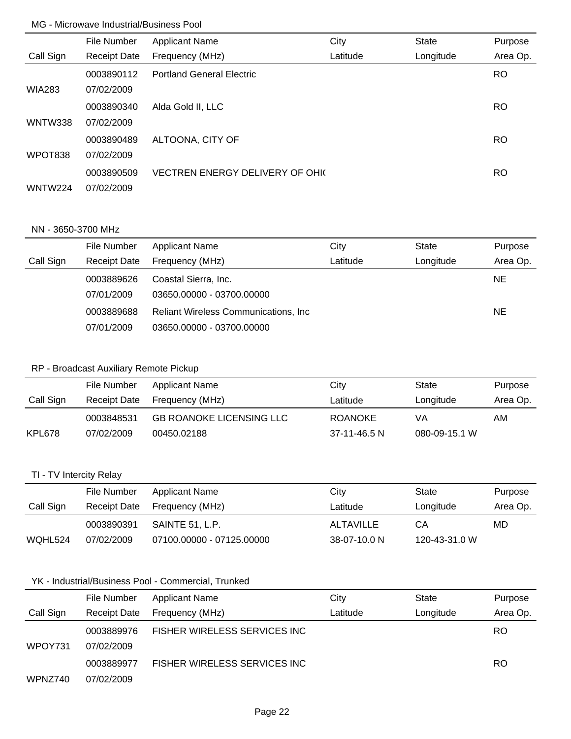## MG - Microwave Industrial/Business Pool

| Call Sign | File Number<br>Receipt Date | Applicant Name<br>Frequency (MHz) | City<br>Latitude | State<br>Longitude | Purpose<br>Area Op. |
|---|---|---|---|---|---|
| WIA283 | 0003890112<br>07/02/2009 | Portland General Electric | | | RO |
| WNTW338 | 0003890340<br>07/02/2009 | Alda Gold II, LLC | | | RO |
| WPOT838 | 0003890489<br>07/02/2009 | ALTOONA, CITY OF | | | RO |
| WNTW224 | 0003890509<br>07/02/2009 | VECTREN ENERGY DELIVERY OF OHI( | | | RO |

## NN - 3650-3700 MHz

| Call Sign | File Number<br>Receipt Date | Applicant Name<br>Frequency (MHz) | City<br>Latitude | State<br>Longitude | Purpose<br>Area Op. |
|---|---|---|---|---|---|
| | 0003889626<br>07/01/2009 | Coastal Sierra, Inc.<br>03650.00000 - 03700.00000 | | | NE |
| | 0003889688<br>07/01/2009 | Reliant Wireless Communications, Inc<br>03650.00000 - 03700.00000 | | | NE |

## RP - Broadcast Auxiliary Remote Pickup

| Call Sign | File Number<br>Receipt Date | Applicant Name<br>Frequency (MHz) | City<br>Latitude | State<br>Longitude | Purpose<br>Area Op. |
|---|---|---|---|---|---|
| KPL678 | 0003848531<br>07/02/2009 | GB ROANOKE LICENSING LLC<br>00450.02188 | ROANOKE<br>37-11-46.5 N | VA<br>080-09-15.1 W | AM |

## TI - TV Intercity Relay

| Call Sign | File Number<br>Receipt Date | Applicant Name<br>Frequency (MHz) | City<br>Latitude | State<br>Longitude | Purpose<br>Area Op. |
|---|---|---|---|---|---|
| WQHL524 | 0003890391<br>07/02/2009 | SAINTE 51, L.P.<br>07100.00000 - 07125.00000 | ALTAVILLE<br>38-07-10.0 N | CA<br>120-43-31.0 W | MD |

## YK - Industrial/Business Pool - Commercial, Trunked

| Call Sign | File Number<br>Receipt Date | Applicant Name<br>Frequency (MHz) | City<br>Latitude | State<br>Longitude | Purpose<br>Area Op. |
|---|---|---|---|---|---|
| WPOY731 | 0003889976<br>07/02/2009 | FISHER WIRELESS SERVICES INC | | | RO |
| WPNZ740 | 0003889977<br>07/02/2009 | FISHER WIRELESS SERVICES INC | | | RO |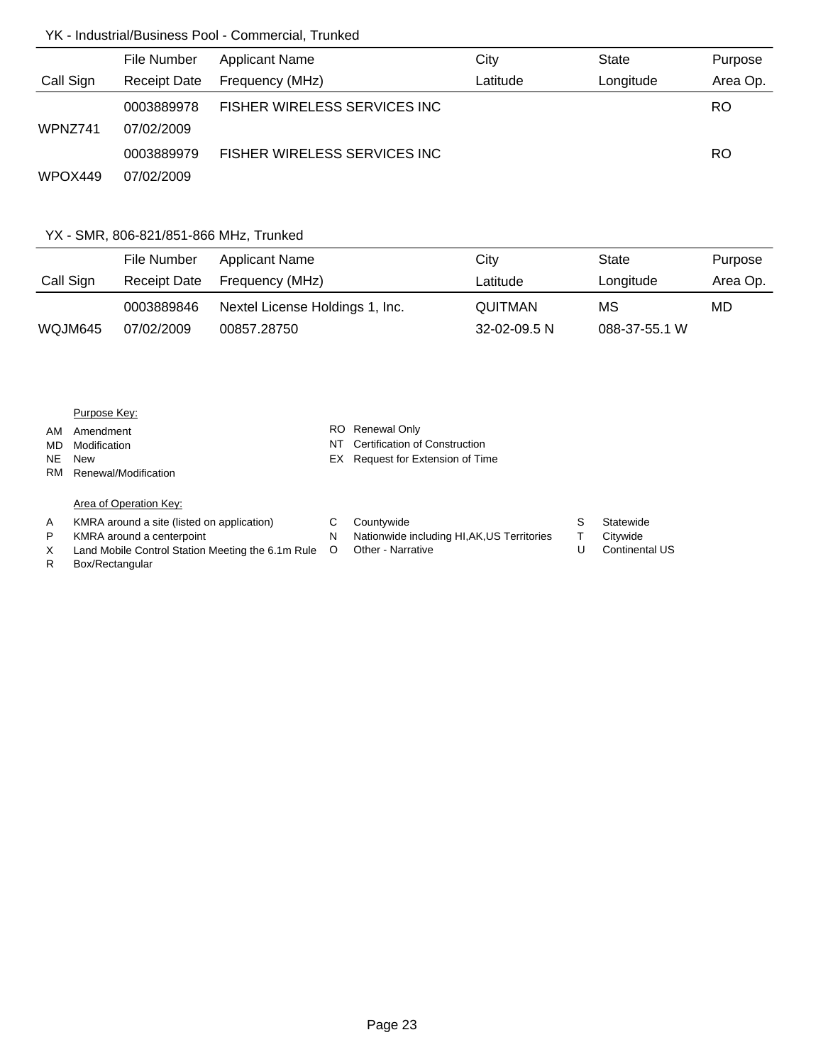## YK - Industrial/Business Pool - Commercial, Trunked

| Call Sign | File Number / Receipt Date | Applicant Name / Frequency (MHz) | City / Latitude | State / Longitude | Purpose / Area Op. |
|---|---|---|---|---|---|
| | 0003889978 | FISHER WIRELESS SERVICES INC | | | RO |
| WPNZ741 | 07/02/2009 | | | | |
| | 0003889979 | FISHER WIRELESS SERVICES INC | | | RO |
| WPOX449 | 07/02/2009 | | | | |

## YX - SMR, 806-821/851-866 MHz, Trunked

| Call Sign | File Number / Receipt Date | Applicant Name / Frequency (MHz) | City / Latitude | State / Longitude | Purpose / Area Op. |
|---|---|---|---|---|---|
| | 0003889846 | Nextel License Holdings 1, Inc. | QUITMAN | MS | MD |
| WQJM645 | 07/02/2009 | 00857.28750 | 32-02-09.5 N | 088-37-55.1 W | |

Purpose Key:

- AM Amendment
- MD Modification
- NE New
- RM Renewal/Modification
- RO Renewal Only
- NT Certification of Construction
- EX Request for Extension of Time

Area of Operation Key:

- A KMRA around a site (listed on application)
- P KMRA around a centerpoint
- X Land Mobile Control Station Meeting the 6.1m Rule
- R Box/Rectangular
- C Countywide
- N Nationwide including HI,AK,US Territories
- O Other - Narrative
- S Statewide
- T Citywide
- U Continental US